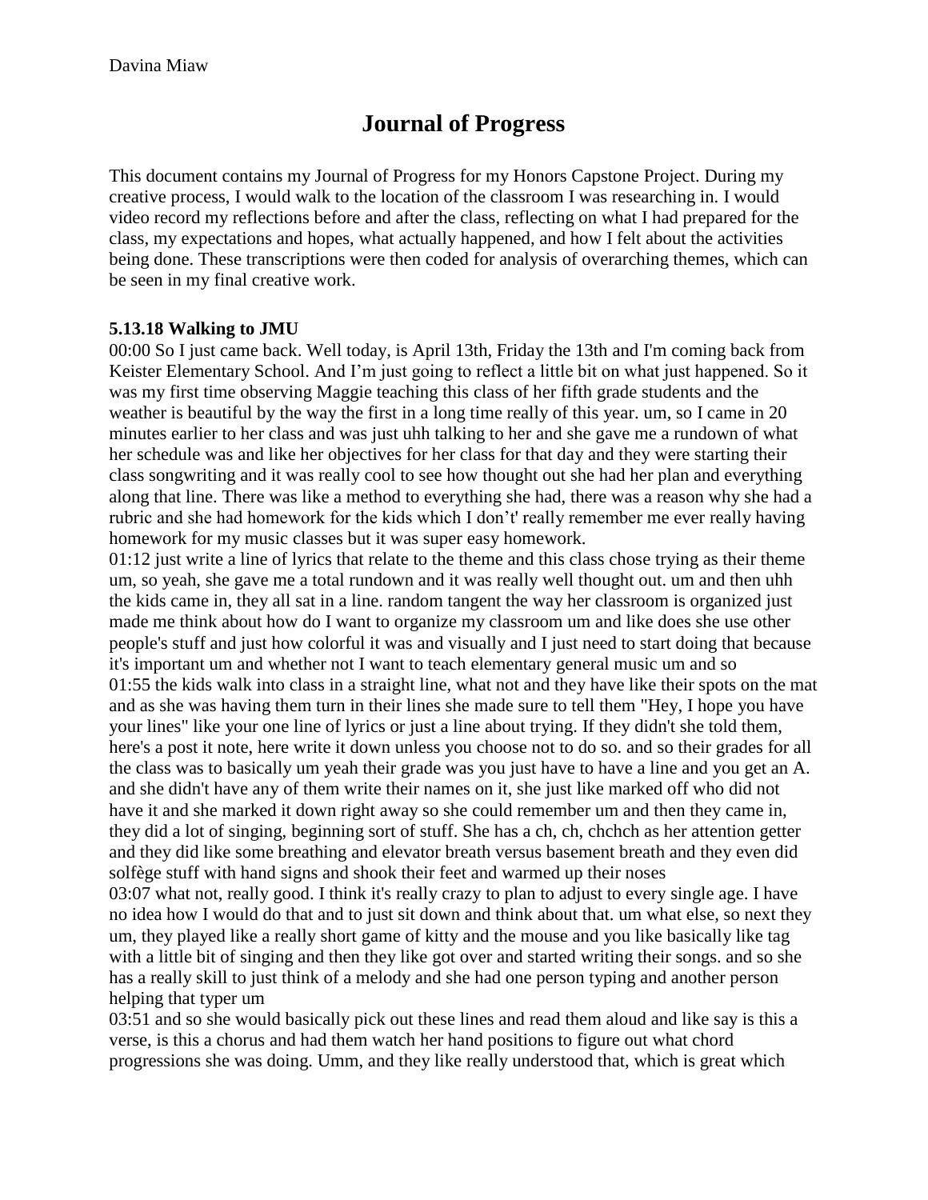Davina Miaw

# Journal of Progress

This document contains my Journal of Progress for my Honors Capstone Project. During my creative process, I would walk to the location of the classroom I was researching in. I would video record my reflections before and after the class, reflecting on what I had prepared for the class, my expectations and hopes, what actually happened, and how I felt about the activities being done. These transcriptions were then coded for analysis of overarching themes, which can be seen in my final creative work.

**5.13.18 Walking to JMU**

00:00 So I just came back. Well today, is April 13th, Friday the 13th and I'm coming back from Keister Elementary School. And I'm just going to reflect a little bit on what just happened. So it was my first time observing Maggie teaching this class of her fifth grade students and the weather is beautiful by the way the first in a long time really of this year. um, so I came in 20 minutes earlier to her class and was just uhh talking to her and she gave me a rundown of what her schedule was and like her objectives for her class for that day and they were starting their class songwriting and it was really cool to see how thought out she had her plan and everything along that line. There was like a method to everything she had, there was a reason why she had a rubric and she had homework for the kids which I don't' really remember me ever really having homework for my music classes but it was super easy homework.

01:12 just write a line of lyrics that relate to the theme and this class chose trying as their theme um, so yeah, she gave me a total rundown and it was really well thought out. um and then uhh the kids came in, they all sat in a line. random tangent the way her classroom is organized just made me think about how do I want to organize my classroom um and like does she use other people's stuff and just how colorful it was and visually and I just need to start doing that because it's important um and whether not I want to teach elementary general music um and so

01:55 the kids walk into class in a straight line, what not and they have like their spots on the mat and as she was having them turn in their lines she made sure to tell them "Hey, I hope you have your lines" like your one line of lyrics or just a line about trying. If they didn't she told them, here's a post it note, here write it down unless you choose not to do so. and so their grades for all the class was to basically um yeah their grade was you just have to have a line and you get an A. and she didn't have any of them write their names on it, she just like marked off who did not have it and she marked it down right away so she could remember um and then they came in, they did a lot of singing, beginning sort of stuff. She has a ch, ch, chchch as her attention getter and they did like some breathing and elevator breath versus basement breath and they even did solfège stuff with hand signs and shook their feet and warmed up their noses

03:07 what not, really good. I think it's really crazy to plan to adjust to every single age. I have no idea how I would do that and to just sit down and think about that. um what else, so next they um, they played like a really short game of kitty and the mouse and you like basically like tag with a little bit of singing and then they like got over and started writing their songs. and so she has a really skill to just think of a melody and she had one person typing and another person helping that typer um

03:51 and so she would basically pick out these lines and read them aloud and like say is this a verse, is this a chorus and had them watch her hand positions to figure out what chord progressions she was doing. Umm, and they like really understood that, which is great which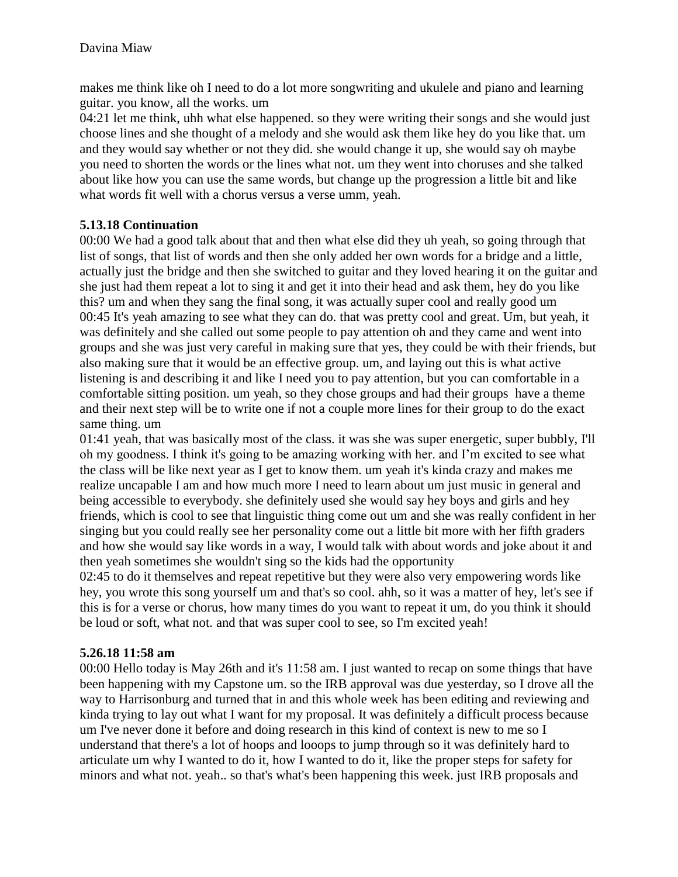makes me think like oh I need to do a lot more songwriting and ukulele and piano and learning guitar. you know, all the works. um

04:21 let me think, uhh what else happened. so they were writing their songs and she would just choose lines and she thought of a melody and she would ask them like hey do you like that. um and they would say whether or not they did. she would change it up, she would say oh maybe you need to shorten the words or the lines what not. um they went into choruses and she talked about like how you can use the same words, but change up the progression a little bit and like what words fit well with a chorus versus a verse umm, yeah.

**5.13.18 Continuation**

00:00 We had a good talk about that and then what else did they uh yeah, so going through that list of songs, that list of words and then she only added her own words for a bridge and a little, actually just the bridge and then she switched to guitar and they loved hearing it on the guitar and she just had them repeat a lot to sing it and get it into their head and ask them, hey do you like this? um and when they sang the final song, it was actually super cool and really good um

00:45 It's yeah amazing to see what they can do. that was pretty cool and great. Um, but yeah, it was definitely and she called out some people to pay attention oh and they came and went into groups and she was just very careful in making sure that yes, they could be with their friends, but also making sure that it would be an effective group. um, and laying out this is what active listening is and describing it and like I need you to pay attention, but you can comfortable in a comfortable sitting position. um yeah, so they chose groups and had their groups have a theme and their next step will be to write one if not a couple more lines for their group to do the exact same thing. um

01:41 yeah, that was basically most of the class. it was she was super energetic, super bubbly, I'll oh my goodness. I think it's going to be amazing working with her. and I'm excited to see what the class will be like next year as I get to know them. um yeah it's kinda crazy and makes me realize uncapable I am and how much more I need to learn about um just music in general and being accessible to everybody. she definitely used she would say hey boys and girls and hey friends, which is cool to see that linguistic thing come out um and she was really confident in her singing but you could really see her personality come out a little bit more with her fifth graders and how she would say like words in a way, I would talk with about words and joke about it and then yeah sometimes she wouldn't sing so the kids had the opportunity

02:45 to do it themselves and repeat repetitive but they were also very empowering words like hey, you wrote this song yourself um and that's so cool. ahh, so it was a matter of hey, let's see if this is for a verse or chorus, how many times do you want to repeat it um, do you think it should be loud or soft, what not. and that was super cool to see, so I'm excited yeah!

**5.26.18 11:58 am**

00:00 Hello today is May 26th and it's 11:58 am. I just wanted to recap on some things that have been happening with my Capstone um. so the IRB approval was due yesterday, so I drove all the way to Harrisonburg and turned that in and this whole week has been editing and reviewing and kinda trying to lay out what I want for my proposal. It was definitely a difficult process because um I've never done it before and doing research in this kind of context is new to me so I understand that there's a lot of hoops and looops to jump through so it was definitely hard to articulate um why I wanted to do it, how I wanted to do it, like the proper steps for safety for minors and what not. yeah.. so that's what's been happening this week. just IRB proposals and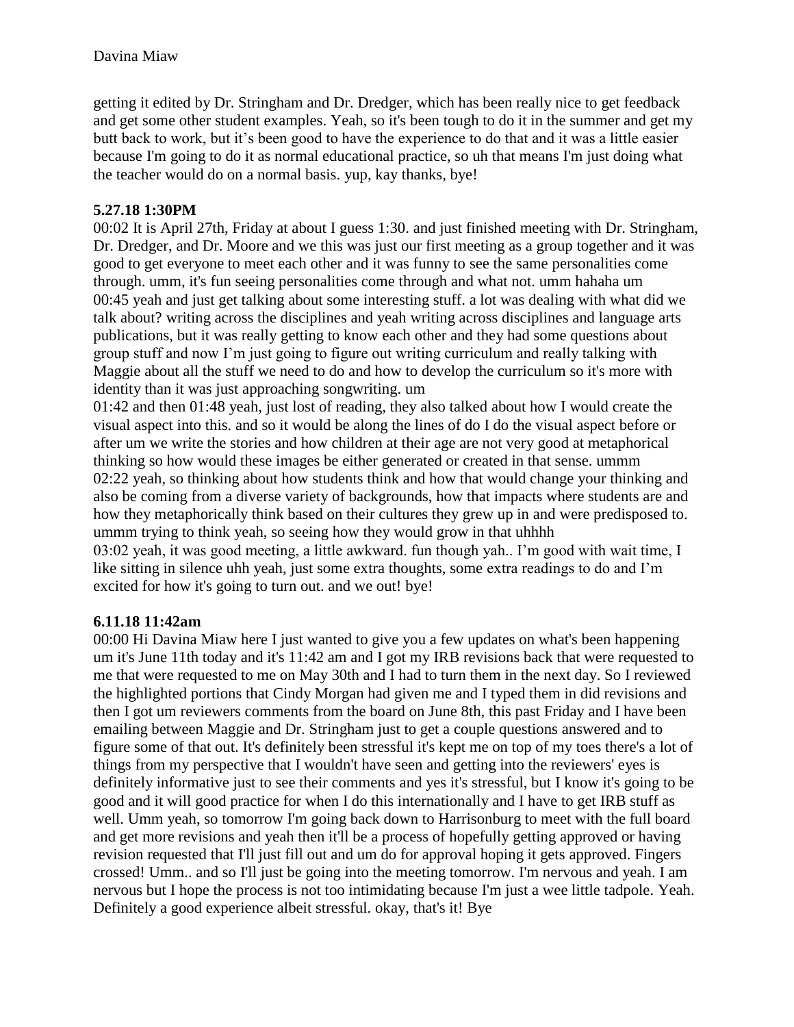getting it edited by Dr. Stringham and Dr. Dredger, which has been really nice to get feedback and get some other student examples. Yeah, so it's been tough to do it in the summer and get my butt back to work, but it's been good to have the experience to do that and it was a little easier because I'm going to do it as normal educational practice, so uh that means I'm just doing what the teacher would do on a normal basis. yup, kay thanks, bye!

**5.27.18 1:30PM**

00:02 It is April 27th, Friday at about I guess 1:30. and just finished meeting with Dr. Stringham, Dr. Dredger, and Dr. Moore and we this was just our first meeting as a group together and it was good to get everyone to meet each other and it was funny to see the same personalities come through. umm, it's fun seeing personalities come through and what not. umm hahaha um
00:45 yeah and just get talking about some interesting stuff. a lot was dealing with what did we talk about? writing across the disciplines and yeah writing across disciplines and language arts publications, but it was really getting to know each other and they had some questions about group stuff and now I'm just going to figure out writing curriculum and really talking with Maggie about all the stuff we need to do and how to develop the curriculum so it's more with identity than it was just approaching songwriting. um
01:42 and then 01:48 yeah, just lost of reading, they also talked about how I would create the visual aspect into this. and so it would be along the lines of do I do the visual aspect before or after um we write the stories and how children at their age are not very good at metaphorical thinking so how would these images be either generated or created in that sense. ummm
02:22 yeah, so thinking about how students think and how that would change your thinking and also be coming from a diverse variety of backgrounds, how that impacts where students are and how they metaphorically think based on their cultures they grew up in and were predisposed to. ummm trying to think yeah, so seeing how they would grow in that uhhhh
03:02 yeah, it was good meeting, a little awkward. fun though yah.. I'm good with wait time, I like sitting in silence uhh yeah, just some extra thoughts, some extra readings to do and I'm excited for how it's going to turn out. and we out! bye!

**6.11.18 11:42am**

00:00 Hi Davina Miaw here I just wanted to give you a few updates on what's been happening um it's June 11th today and it's 11:42 am and I got my IRB revisions back that were requested to me that were requested to me on May 30th and I had to turn them in the next day. So I reviewed the highlighted portions that Cindy Morgan had given me and I typed them in did revisions and then I got um reviewers comments from the board on June 8th, this past Friday and I have been emailing between Maggie and Dr. Stringham just to get a couple questions answered and to figure some of that out. It's definitely been stressful it's kept me on top of my toes there's a lot of things from my perspective that I wouldn't have seen and getting into the reviewers' eyes is definitely informative just to see their comments and yes it's stressful, but I know it's going to be good and it will good practice for when I do this internationally and I have to get IRB stuff as well. Umm yeah, so tomorrow I'm going back down to Harrisonburg to meet with the full board and get more revisions and yeah then it'll be a process of hopefully getting approved or having revision requested that I'll just fill out and um do for approval hoping it gets approved. Fingers crossed! Umm.. and so I'll just be going into the meeting tomorrow. I'm nervous and yeah. I am nervous but I hope the process is not too intimidating because I'm just a wee little tadpole. Yeah. Definitely a good experience albeit stressful. okay, that's it! Bye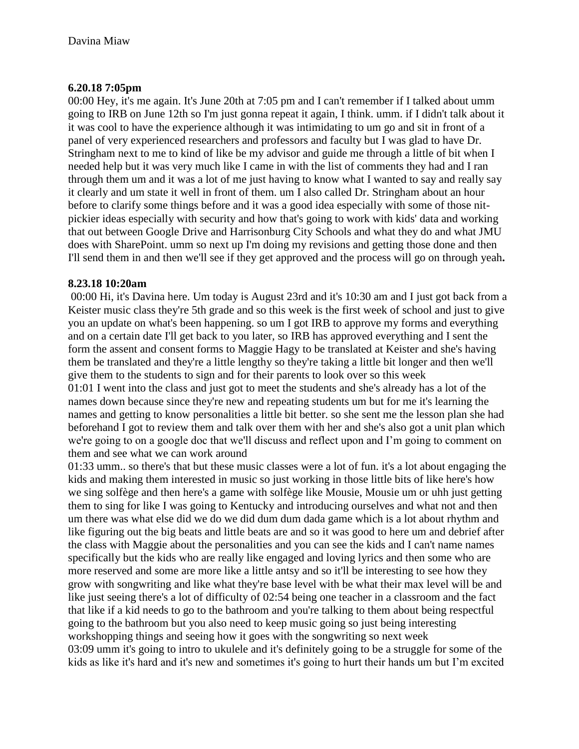Davina Miaw

**6.20.18 7:05pm**

00:00 Hey, it's me again. It's June 20th at 7:05 pm and I can't remember if I talked about umm going to IRB on June 12th so I'm just gonna repeat it again, I think. umm. if I didn't talk about it it was cool to have the experience although it was intimidating to um go and sit in front of a panel of very experienced researchers and professors and faculty but I was glad to have Dr. Stringham next to me to kind of like be my advisor and guide me through a little of bit when I needed help but it was very much like I came in with the list of comments they had and I ran through them um and it was a lot of me just having to know what I wanted to say and really say it clearly and um state it well in front of them. um I also called Dr. Stringham about an hour before to clarify some things before and it was a good idea especially with some of those nit-pickier ideas especially with security and how that's going to work with kids' data and working that out between Google Drive and Harrisonburg City Schools and what they do and what JMU does with SharePoint. umm so next up I'm doing my revisions and getting those done and then I'll send them in and then we'll see if they get approved and the process will go on through yeah**.**

**8.23.18 10:20am**

00:00 Hi, it's Davina here. Um today is August 23rd and it's 10:30 am and I just got back from a Keister music class they're 5th grade and so this week is the first week of school and just to give you an update on what's been happening. so um I got IRB to approve my forms and everything and on a certain date I'll get back to you later, so IRB has approved everything and I sent the form the assent and consent forms to Maggie Hagy to be translated at Keister and she's having them be translated and they're a little lengthy so they're taking a little bit longer and then we'll give them to the students to sign and for their parents to look over so this week

01:01 I went into the class and just got to meet the students and she's already has a lot of the names down because since they're new and repeating students um but for me it's learning the names and getting to know personalities a little bit better. so she sent me the lesson plan she had beforehand I got to review them and talk over them with her and she's also got a unit plan which we're going to on a google doc that we'll discuss and reflect upon and I'm going to comment on them and see what we can work around

01:33 umm.. so there's that but these music classes were a lot of fun. it's a lot about engaging the kids and making them interested in music so just working in those little bits of like here's how we sing solfège and then here's a game with solfège like Mousie, Mousie um or uhh just getting them to sing for like I was going to Kentucky and introducing ourselves and what not and then um there was what else did we do we did dum dum dada game which is a lot about rhythm and like figuring out the big beats and little beats are and so it was good to here um and debrief after the class with Maggie about the personalities and you can see the kids and I can't name names specifically but the kids who are really like engaged and loving lyrics and then some who are more reserved and some are more like a little antsy and so it'll be interesting to see how they grow with songwriting and like what they're base level with be what their max level will be and like just seeing there's a lot of difficulty of 02:54 being one teacher in a classroom and the fact that like if a kid needs to go to the bathroom and you're talking to them about being respectful going to the bathroom but you also need to keep music going so just being interesting workshopping things and seeing how it goes with the songwriting so next week

03:09 umm it's going to intro to ukulele and it's definitely going to be a struggle for some of the kids as like it's hard and it's new and sometimes it's going to hurt their hands um but I'm excited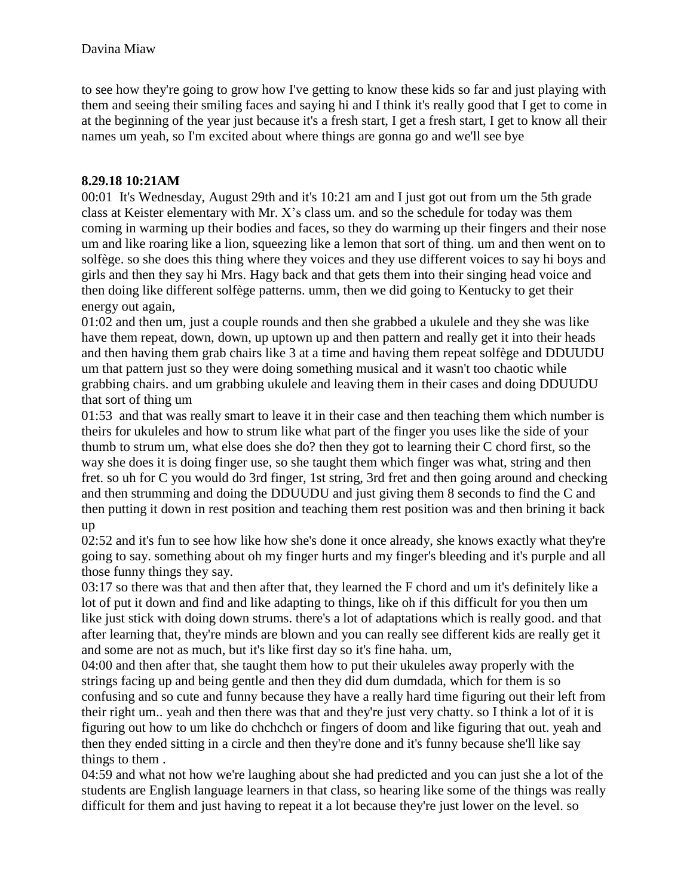to see how they're going to grow how I've getting to know these kids so far and just playing with them and seeing their smiling faces and saying hi and I think it's really good that I get to come in at the beginning of the year just because it's a fresh start, I get a fresh start, I get to know all their names um yeah, so I'm excited about where things are gonna go and we'll see bye

**8.29.18 10:21AM**

00:01 It's Wednesday, August 29th and it's 10:21 am and I just got out from um the 5th grade class at Keister elementary with Mr. X's class um. and so the schedule for today was them coming in warming up their bodies and faces, so they do warming up their fingers and their nose um and like roaring like a lion, squeezing like a lemon that sort of thing. um and then went on to solfège. so she does this thing where they voices and they use different voices to say hi boys and girls and then they say hi Mrs. Hagy back and that gets them into their singing head voice and then doing like different solfège patterns. umm, then we did going to Kentucky to get their energy out again,

01:02 and then um, just a couple rounds and then she grabbed a ukulele and they she was like have them repeat, down, down, up uptown up and then pattern and really get it into their heads and then having them grab chairs like 3 at a time and having them repeat solfège and DDUUDU um that pattern just so they were doing something musical and it wasn't too chaotic while grabbing chairs. and um grabbing ukulele and leaving them in their cases and doing DDUUDU that sort of thing um

01:53 and that was really smart to leave it in their case and then teaching them which number is theirs for ukuleles and how to strum like what part of the finger you uses like the side of your thumb to strum um, what else does she do? then they got to learning their C chord first, so the way she does it is doing finger use, so she taught them which finger was what, string and then fret. so uh for C you would do 3rd finger, 1st string, 3rd fret and then going around and checking and then strumming and doing the DDUUDU and just giving them 8 seconds to find the C and then putting it down in rest position and teaching them rest position was and then brining it back up

02:52 and it's fun to see how like how she's done it once already, she knows exactly what they're going to say. something about oh my finger hurts and my finger's bleeding and it's purple and all those funny things they say.

03:17 so there was that and then after that, they learned the F chord and um it's definitely like a lot of put it down and find and like adapting to things, like oh if this difficult for you then um like just stick with doing down strums. there's a lot of adaptations which is really good. and that after learning that, they're minds are blown and you can really see different kids are really get it and some are not as much, but it's like first day so it's fine haha. um,

04:00 and then after that, she taught them how to put their ukuleles away properly with the strings facing up and being gentle and then they did dum dumdada, which for them is so confusing and so cute and funny because they have a really hard time figuring out their left from their right um.. yeah and then there was that and they're just very chatty. so I think a lot of it is figuring out how to um like do chchchch or fingers of doom and like figuring that out. yeah and then they ended sitting in a circle and then they're done and it's funny because she'll like say things to them .

04:59 and what not how we're laughing about she had predicted and you can just she a lot of the students are English language learners in that class, so hearing like some of the things was really difficult for them and just having to repeat it a lot because they're just lower on the level. so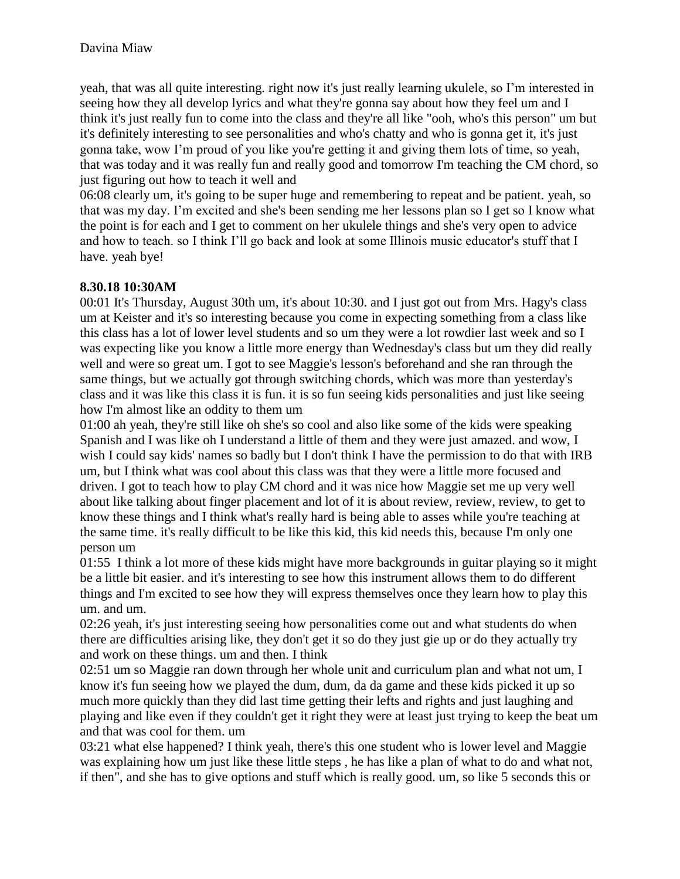yeah, that was all quite interesting. right now it's just really learning ukulele, so I'm interested in seeing how they all develop lyrics and what they're gonna say about how they feel um and I think it's just really fun to come into the class and they're all like "ooh, who's this person" um but it's definitely interesting to see personalities and who's chatty and who is gonna get it, it's just gonna take, wow I'm proud of you like you're getting it and giving them lots of time, so yeah, that was today and it was really fun and really good and tomorrow I'm teaching the CM chord, so just figuring out how to teach it well and

06:08 clearly um, it's going to be super huge and remembering to repeat and be patient. yeah, so that was my day. I'm excited and she's been sending me her lessons plan so I get so I know what the point is for each and I get to comment on her ukulele things and she's very open to advice and how to teach. so I think I'll go back and look at some Illinois music educator's stuff that I have. yeah bye!

**8.30.18 10:30AM**

00:01 It's Thursday, August 30th um, it's about 10:30. and I just got out from Mrs. Hagy's class um at Keister and it's so interesting because you come in expecting something from a class like this class has a lot of lower level students and so um they were a lot rowdier last week and so I was expecting like you know a little more energy than Wednesday's class but um they did really well and were so great um. I got to see Maggie's lesson's beforehand and she ran through the same things, but we actually got through switching chords, which was more than yesterday's class and it was like this class it is fun. it is so fun seeing kids personalities and just like seeing how I'm almost like an oddity to them um

01:00 ah yeah, they're still like oh she's so cool and also like some of the kids were speaking Spanish and I was like oh I understand a little of them and they were just amazed. and wow, I wish I could say kids' names so badly but I don't think I have the permission to do that with IRB um, but I think what was cool about this class was that they were a little more focused and driven. I got to teach how to play CM chord and it was nice how Maggie set me up very well about like talking about finger placement and lot of it is about review, review, review, to get to know these things and I think what's really hard is being able to asses while you're teaching at the same time. it's really difficult to be like this kid, this kid needs this, because I'm only one person um

01:55 I think a lot more of these kids might have more backgrounds in guitar playing so it might be a little bit easier. and it's interesting to see how this instrument allows them to do different things and I'm excited to see how they will express themselves once they learn how to play this um. and um.

02:26 yeah, it's just interesting seeing how personalities come out and what students do when there are difficulties arising like, they don't get it so do they just gie up or do they actually try and work on these things. um and then. I think

02:51 um so Maggie ran down through her whole unit and curriculum plan and what not um, I know it's fun seeing how we played the dum, dum, da da game and these kids picked it up so much more quickly than they did last time getting their lefts and rights and just laughing and playing and like even if they couldn't get it right they were at least just trying to keep the beat um and that was cool for them. um

03:21 what else happened? I think yeah, there's this one student who is lower level and Maggie was explaining how um just like these little steps , he has like a plan of what to do and what not, if then", and she has to give options and stuff which is really good. um, so like 5 seconds this or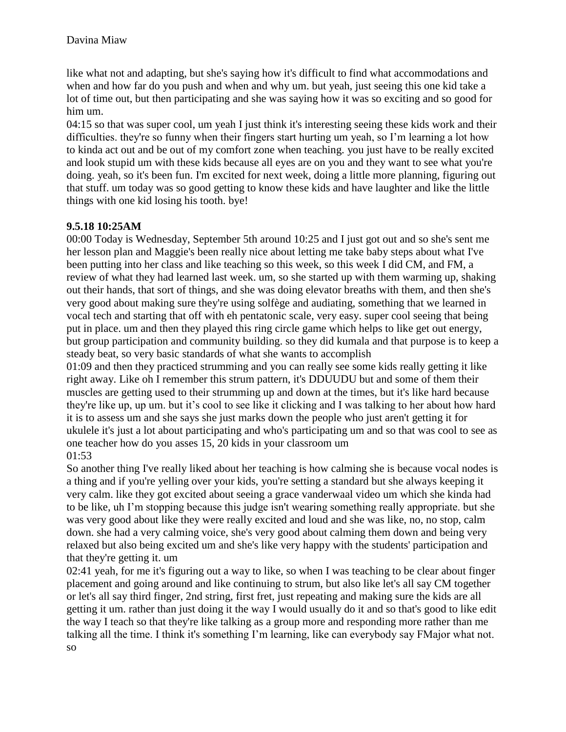like what not and adapting, but she's saying how it's difficult to find what accommodations and when and how far do you push and when and why um. but yeah, just seeing this one kid take a lot of time out, but then participating and she was saying how it was so exciting and so good for him um.

04:15 so that was super cool, um yeah I just think it's interesting seeing these kids work and their difficulties. they're so funny when their fingers start hurting um yeah, so I'm learning a lot how to kinda act out and be out of my comfort zone when teaching. you just have to be really excited and look stupid um with these kids because all eyes are on you and they want to see what you're doing. yeah, so it's been fun. I'm excited for next week, doing a little more planning, figuring out that stuff. um today was so good getting to know these kids and have laughter and like the little things with one kid losing his tooth. bye!

**9.5.18 10:25AM**

00:00 Today is Wednesday, September 5th around 10:25 and I just got out and so she's sent me her lesson plan and Maggie's been really nice about letting me take baby steps about what I've been putting into her class and like teaching so this week, so this week I did CM, and FM, a review of what they had learned last week. um, so she started up with them warming up, shaking out their hands, that sort of things, and she was doing elevator breaths with them, and then she's very good about making sure they're using solfège and audiating, something that we learned in vocal tech and starting that off with eh pentatonic scale, very easy. super cool seeing that being put in place. um and then they played this ring circle game which helps to like get out energy, but group participation and community building. so they did kumala and that purpose is to keep a steady beat, so very basic standards of what she wants to accomplish

01:09 and then they practiced strumming and you can really see some kids really getting it like right away. Like oh I remember this strum pattern, it's DDUUDU but and some of them their muscles are getting used to their strumming up and down at the times, but it's like hard because they're like up, up um. but it's cool to see like it clicking and I was talking to her about how hard it is to assess um and she says she just marks down the people who just aren't getting it for ukulele it's just a lot about participating and who's participating um and so that was cool to see as one teacher how do you asses 15, 20 kids in your classroom um

01:53

So another thing I've really liked about her teaching is how calming she is because vocal nodes is a thing and if you're yelling over your kids, you're setting a standard but she always keeping it very calm. like they got excited about seeing a grace vanderwaal video um which she kinda had to be like, uh I'm stopping because this judge isn't wearing something really appropriate. but she was very good about like they were really excited and loud and she was like, no, no stop, calm down. she had a very calming voice, she's very good about calming them down and being very relaxed but also being excited um and she's like very happy with the students' participation and that they're getting it. um

02:41 yeah, for me it's figuring out a way to like, so when I was teaching to be clear about finger placement and going around and like continuing to strum, but also like let's all say CM together or let's all say third finger, 2nd string, first fret, just repeating and making sure the kids are all getting it um. rather than just doing it the way I would usually do it and so that's good to like edit the way I teach so that they're like talking as a group more and responding more rather than me talking all the time. I think it's something I'm learning, like can everybody say FMajor what not. so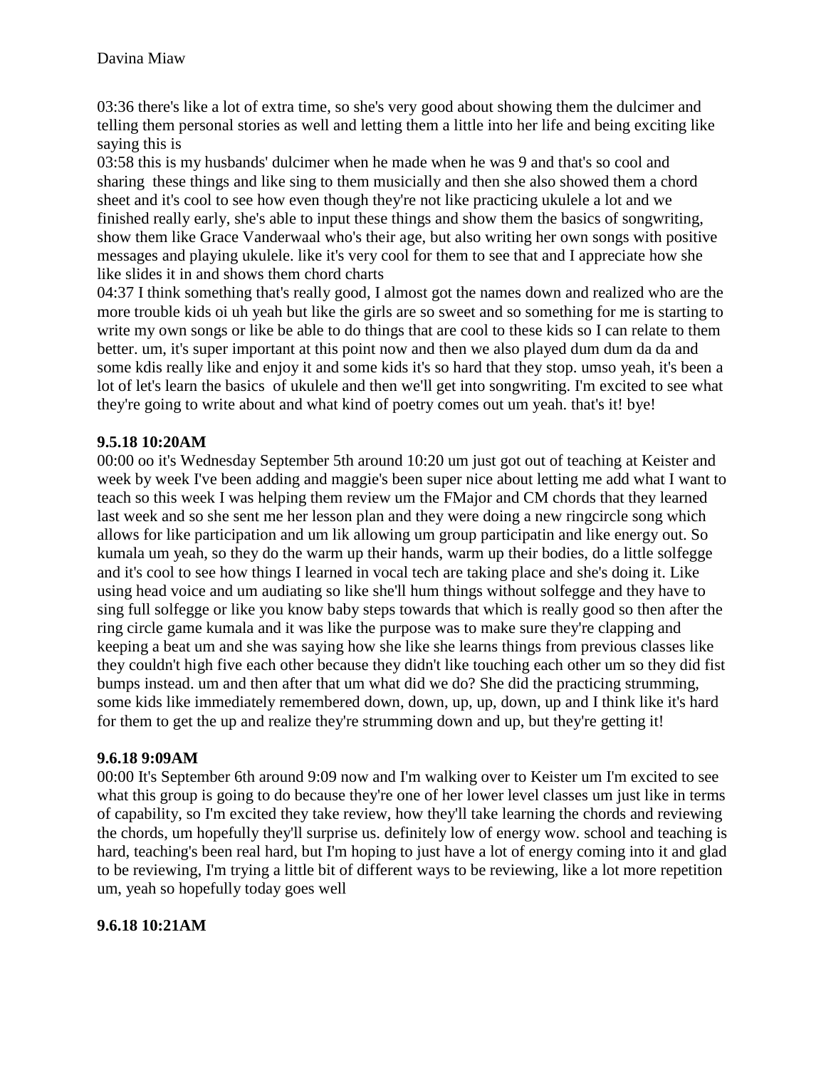03:36 there's like a lot of extra time, so she's very good about showing them the dulcimer and telling them personal stories as well and letting them a little into her life and being exciting like saying this is

03:58 this is my husbands' dulcimer when he made when he was 9 and that's so cool and sharing these things and like sing to them musicially and then she also showed them a chord sheet and it's cool to see how even though they're not like practicing ukulele a lot and we finished really early, she's able to input these things and show them the basics of songwriting, show them like Grace Vanderwaal who's their age, but also writing her own songs with positive messages and playing ukulele. like it's very cool for them to see that and I appreciate how she like slides it in and shows them chord charts

04:37 I think something that's really good, I almost got the names down and realized who are the more trouble kids oi uh yeah but like the girls are so sweet and so something for me is starting to write my own songs or like be able to do things that are cool to these kids so I can relate to them better. um, it's super important at this point now and then we also played dum dum da da and some kdis really like and enjoy it and some kids it's so hard that they stop. umso yeah, it's been a lot of let's learn the basics of ukulele and then we'll get into songwriting. I'm excited to see what they're going to write about and what kind of poetry comes out um yeah. that's it! bye!

**9.5.18 10:20AM**

00:00 oo it's Wednesday September 5th around 10:20 um just got out of teaching at Keister and week by week I've been adding and maggie's been super nice about letting me add what I want to teach so this week I was helping them review um the FMajor and CM chords that they learned last week and so she sent me her lesson plan and they were doing a new ringcircle song which allows for like participation and um lik allowing um group participatin and like energy out. So kumala um yeah, so they do the warm up their hands, warm up their bodies, do a little solfegge and it's cool to see how things I learned in vocal tech are taking place and she's doing it. Like using head voice and um audiating so like she'll hum things without solfegge and they have to sing full solfegge or like you know baby steps towards that which is really good so then after the ring circle game kumala and it was like the purpose was to make sure they're clapping and keeping a beat um and she was saying how she like she learns things from previous classes like they couldn't high five each other because they didn't like touching each other um so they did fist bumps instead. um and then after that um what did we do? She did the practicing strumming, some kids like immediately remembered down, down, up, up, down, up and I think like it's hard for them to get the up and realize they're strumming down and up, but they're getting it!

**9.6.18 9:09AM**

00:00 It's September 6th around 9:09 now and I'm walking over to Keister um I'm excited to see what this group is going to do because they're one of her lower level classes um just like in terms of capability, so I'm excited they take review, how they'll take learning the chords and reviewing the chords, um hopefully they'll surprise us. definitely low of energy wow. school and teaching is hard, teaching's been real hard, but I'm hoping to just have a lot of energy coming into it and glad to be reviewing, I'm trying a little bit of different ways to be reviewing, like a lot more repetition um, yeah so hopefully today goes well

**9.6.18 10:21AM**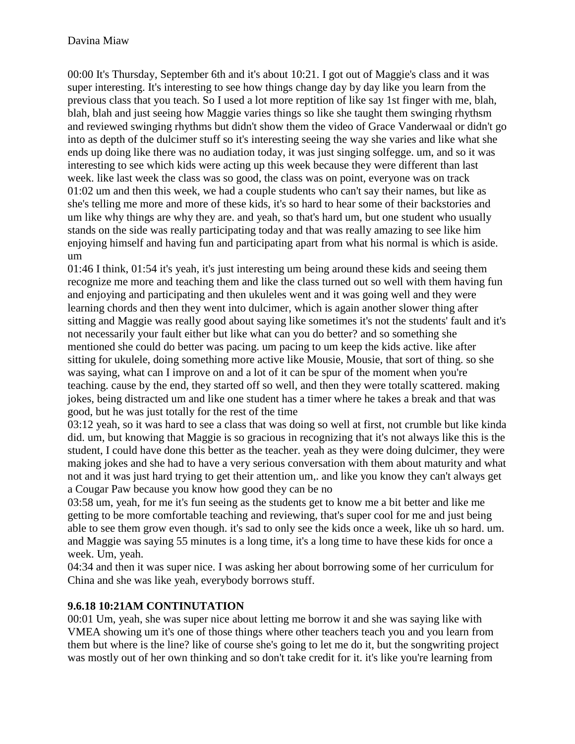Davina Miaw

00:00 It's Thursday, September 6th and it's about 10:21. I got out of Maggie's class and it was super interesting. It's interesting to see how things change day by day like you learn from the previous class that you teach. So I used a lot more reption of like say 1st finger with me, blah, blah, blah and just seeing how Maggie varies things so like she taught them swinging rhythsm and reviewed swinging rhythms but didn't show them the video of Grace Vanderwaal or didn't go into as depth of the dulcimer stuff so it's interesting seeing the way she varies and like what she ends up doing like there was no audiation today, it was just singing solfegge. um, and so it was interesting to see which kids were acting up this week because they were different than last week. like last week the class was so good, the class was on point, everyone was on track
01:02 um and then this week, we had a couple students who can't say their names, but like as she's telling me more and more of these kids, it's so hard to hear some of their backstories and um like why things are why they are. and yeah, so that's hard um, but one student who usually stands on the side was really participating today and that was really amazing to see like him enjoying himself and having fun and participating apart from what his normal is which is aside. um
01:46 I think, 01:54 it's yeah, it's just interesting um being around these kids and seeing them recognize me more and teaching them and like the class turned out so well with them having fun and enjoying and participating and then ukuleles went and it was going well and they were learning chords and then they went into dulcimer, which is again another slower thing after sitting and Maggie was really good about saying like sometimes it's not the students' fault and it's not necessarily your fault either but like what can you do better? and so something she mentioned she could do better was pacing. um pacing to um keep the kids active. like after sitting for ukulele, doing something more active like Mousie, Mousie, that sort of thing. so she was saying, what can I improve on and a lot of it can be spur of the moment when you're teaching. cause by the end, they started off so well, and then they were totally scattered. making jokes, being distracted um and like one student has a timer where he takes a break and that was good, but he was just totally for the rest of the time
03:12 yeah, so it was hard to see a class that was doing so well at first, not crumble but like kinda did. um, but knowing that Maggie is so gracious in recognizing that it's not always like this is the student, I could have done this better as the teacher. yeah as they were doing dulcimer, they were making jokes and she had to have a very serious conversation with them about maturity and what not and it was just hard trying to get their attention um,. and like you know they can't always get a Cougar Paw because you know how good they can be no
03:58 um, yeah, for me it's fun seeing as the students get to know me a bit better and like me getting to be more comfortable teaching and reviewing, that's super cool for me and just being able to see them grow even though. it's sad to only see the kids once a week, like uh so hard. um. and Maggie was saying 55 minutes is a long time, it's a long time to have these kids for once a week. Um, yeah.
04:34 and then it was super nice. I was asking her about borrowing some of her curriculum for China and she was like yeah, everybody borrows stuff.

**9.6.18 10:21AM CONTINUTATION**

00:01 Um, yeah, she was super nice about letting me borrow it and she was saying like with VMEA showing um it's one of those things where other teachers teach you and you learn from them but where is the line? like of course she's going to let me do it, but the songwriting project was mostly out of her own thinking and so don't take credit for it. it's like you're learning from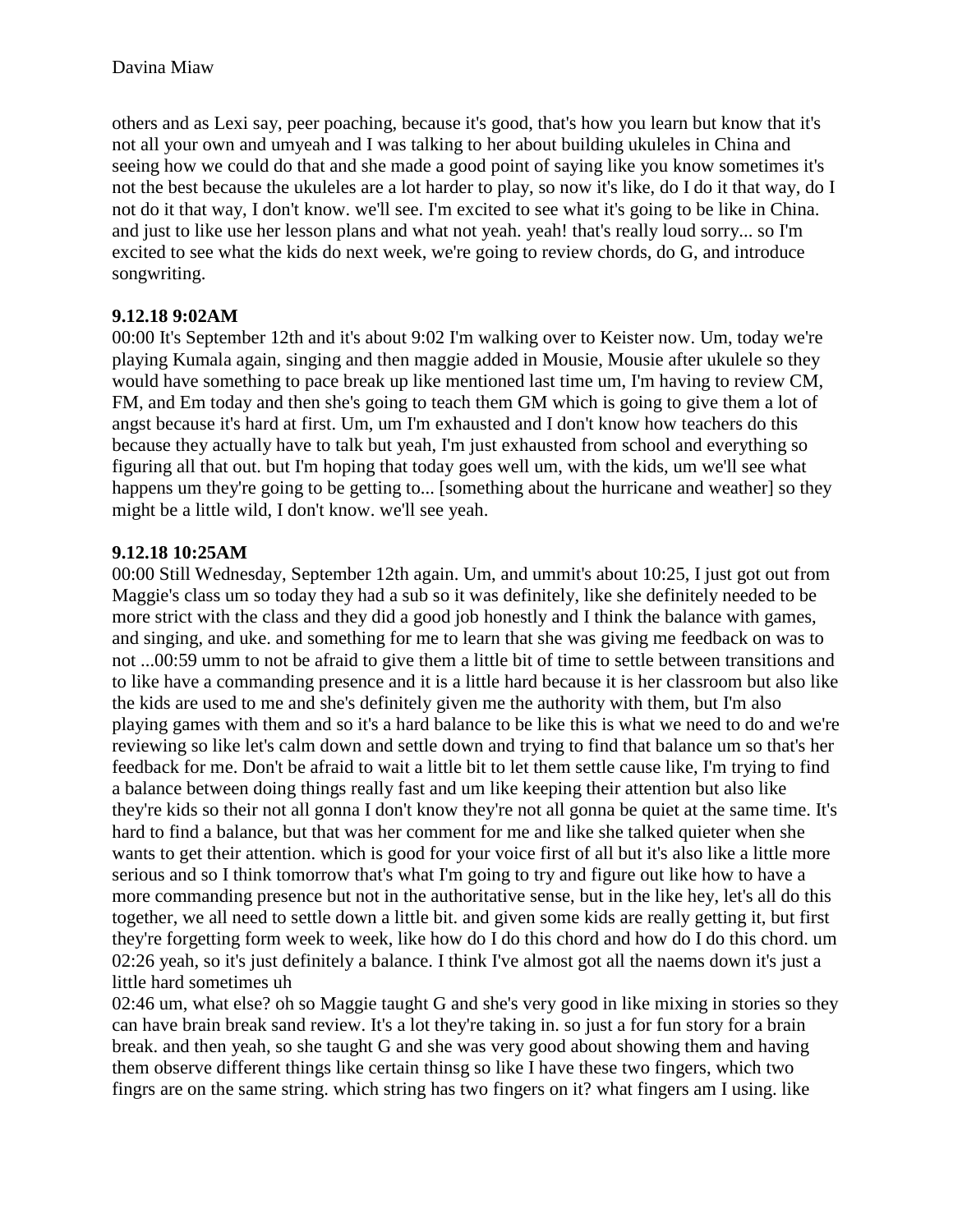others and as Lexi say, peer poaching, because it's good, that's how you learn but know that it's not all your own and umyeah and I was talking to her about building ukuleles in China and seeing how we could do that and she made a good point of saying like you know sometimes it's not the best because the ukuleles are a lot harder to play, so now it's like, do I do it that way, do I not do it that way, I don't know. we'll see. I'm excited to see what it's going to be like in China. and just to like use her lesson plans and what not yeah. yeah! that's really loud sorry... so I'm excited to see what the kids do next week, we're going to review chords, do G, and introduce songwriting.

**9.12.18 9:02AM**

00:00 It's September 12th and it's about 9:02 I'm walking over to Keister now. Um, today we're playing Kumala again, singing and then maggie added in Mousie, Mousie after ukulele so they would have something to pace break up like mentioned last time um, I'm having to review CM, FM, and Em today and then she's going to teach them GM which is going to give them a lot of angst because it's hard at first. Um, um I'm exhausted and I don't know how teachers do this because they actually have to talk but yeah, I'm just exhausted from school and everything so figuring all that out. but I'm hoping that today goes well um, with the kids, um we'll see what happens um they're going to be getting to... [something about the hurricane and weather] so they might be a little wild, I don't know. we'll see yeah.

**9.12.18 10:25AM**

00:00 Still Wednesday, September 12th again. Um, and ummit's about 10:25, I just got out from Maggie's class um so today they had a sub so it was definitely, like she definitely needed to be more strict with the class and they did a good job honestly and I think the balance with games, and singing, and uke. and something for me to learn that she was giving me feedback on was to not ...00:59 umm to not be afraid to give them a little bit of time to settle between transitions and to like have a commanding presence and it is a little hard because it is her classroom but also like the kids are used to me and she's definitely given me the authority with them, but I'm also playing games with them and so it's a hard balance to be like this is what we need to do and we're reviewing so like let's calm down and settle down and trying to find that balance um so that's her feedback for me. Don't be afraid to wait a little bit to let them settle cause like, I'm trying to find a balance between doing things really fast and um like keeping their attention but also like they're kids so their not all gonna I don't know they're not all gonna be quiet at the same time. It's hard to find a balance, but that was her comment for me and like she talked quieter when she wants to get their attention. which is good for your voice first of all but it's also like a little more serious and so I think tomorrow that's what I'm going to try and figure out like how to have a more commanding presence but not in the authoritative sense, but in the like hey, let's all do this together, we all need to settle down a little bit. and given some kids are really getting it, but first they're forgetting form week to week, like how do I do this chord and how do I do this chord. um 02:26 yeah, so it's just definitely a balance. I think I've almost got all the naems down it's just a little hard sometimes uh

02:46 um, what else? oh so Maggie taught G and she's very good in like mixing in stories so they can have brain break sand review. It's a lot they're taking in. so just a for fun story for a brain break. and then yeah, so she taught G and she was very good about showing them and having them observe different things like certain thinsg so like I have these two fingers, which two fingrs are on the same string. which string has two fingers on it? what fingers am I using. like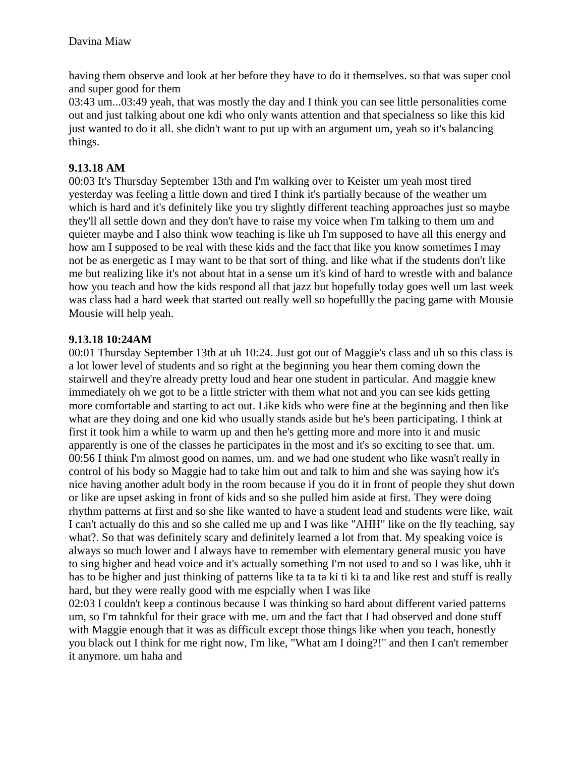having them observe and look at her before they have to do it themselves. so that was super cool and super good for them

03:43 um...03:49 yeah, that was mostly the day and I think you can see little personalities come out and just talking about one kdi who only wants attention and that specialness so like this kid just wanted to do it all. she didn't want to put up with an argument um, yeah so it's balancing things.

**9.13.18 AM**

00:03 It's Thursday September 13th and I'm walking over to Keister um yeah most tired yesterday was feeling a little down and tired I think it's partially because of the weather um which is hard and it's definitely like you try slightly different teaching approaches just so maybe they'll all settle down and they don't have to raise my voice when I'm talking to them um and quieter maybe and I also think wow teaching is like uh I'm supposed to have all this energy and how am I supposed to be real with these kids and the fact that like you know sometimes I may not be as energetic as I may want to be that sort of thing. and like what if the students don't like me but realizing like it's not about htat in a sense um it's kind of hard to wrestle with and balance how you teach and how the kids respond all that jazz but hopefully today goes well um last week was class had a hard week that started out really well so hopefullly the pacing game with Mousie Mousie will help yeah.

**9.13.18 10:24AM**

00:01 Thursday September 13th at uh 10:24. Just got out of Maggie's class and uh so this class is a lot lower level of students and so right at the beginning you hear them coming down the stairwell and they're already pretty loud and hear one student in particular. And maggie knew immediately oh we got to be a little stricter with them what not and you can see kids getting more comfortable and starting to act out. Like kids who were fine at the beginning and then like what are they doing and one kid who usually stands aside but he's been participating. I think at first it took him a while to warm up and then he's getting more and more into it and music apparently is one of the classes he participates in the most and it's so exciting to see that. um.

00:56 I think I'm almost good on names, um. and we had one student who like wasn't really in control of his body so Maggie had to take him out and talk to him and she was saying how it's nice having another adult body in the room because if you do it in front of people they shut down or like are upset asking in front of kids and so she pulled him aside at first. They were doing rhythm patterns at first and so she like wanted to have a student lead and students were like, wait I can't actually do this and so she called me up and I was like "AHH" like on the fly teaching, say what?. So that was definitely scary and definitely learned a lot from that. My speaking voice is always so much lower and I always have to remember with elementary general music you have to sing higher and head voice and it's actually something I'm not used to and so I was like, uhh it has to be higher and just thinking of patterns like ta ta ta ki ti ki ta and like rest and stuff is really hard, but they were really good with me espcially when I was like

02:03 I couldn't keep a continous because I was thinking so hard about different varied patterns um, so I'm tahnkful for their grace with me. um and the fact that I had observed and done stuff with Maggie enough that it was as difficult except those things like when you teach, honestly you black out I think for me right now, I'm like, "What am I doing?!" and then I can't remember it anymore. um haha and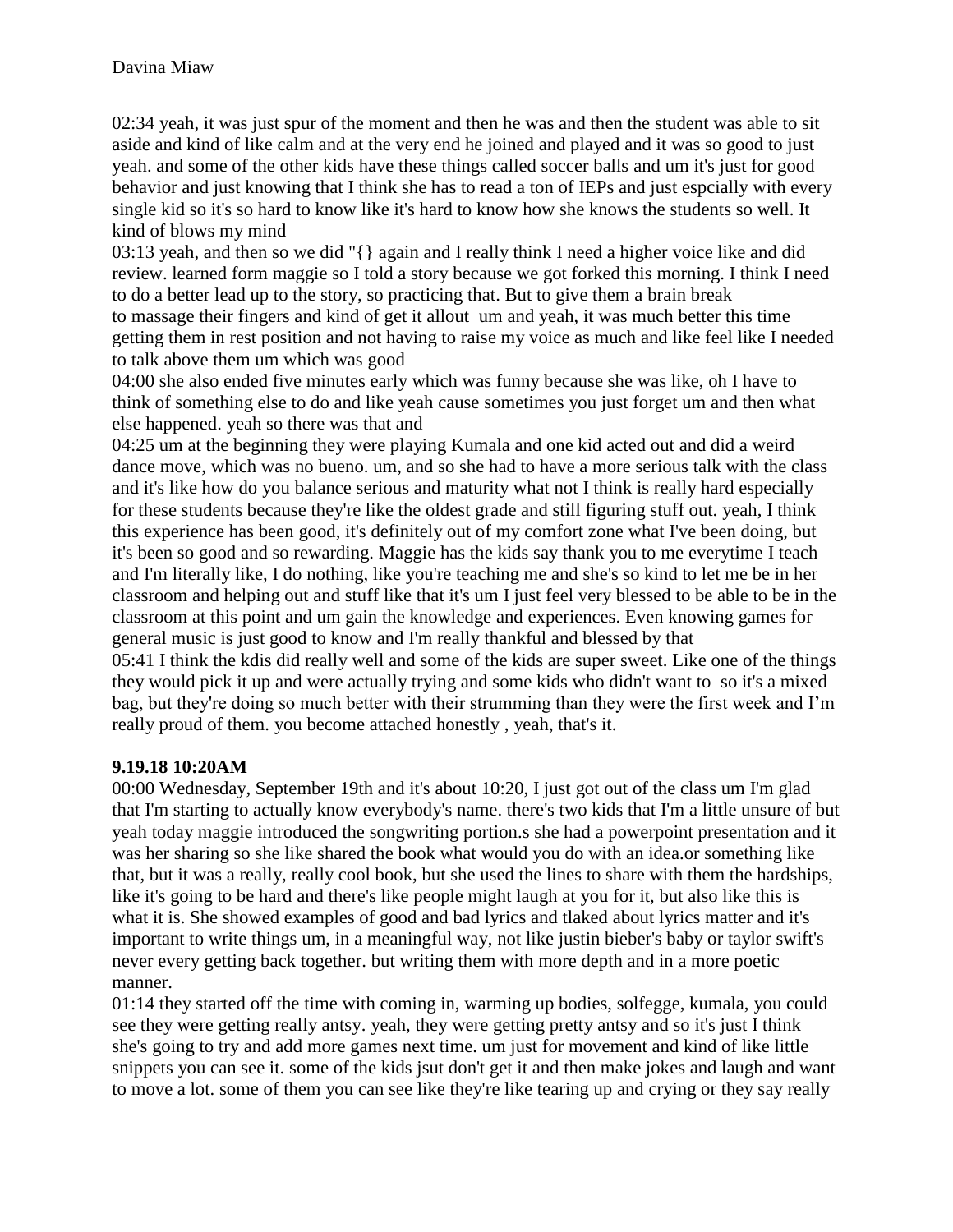02:34 yeah, it was just spur of the moment and then he was and then the student was able to sit aside and kind of like calm and at the very end he joined and played and it was so good to just yeah. and some of the other kids have these things called soccer balls and um it's just for good behavior and just knowing that I think she has to read a ton of IEPs and just espcially with every single kid so it's so hard to know like it's hard to know how she knows the students so well. It kind of blows my mind

03:13 yeah, and then so we did "{} again and I really think I need a higher voice like and did review. learned form maggie so I told a story because we got forked this morning. I think I need to do a better lead up to the story, so practicing that. But to give them a brain break to massage their fingers and kind of get it allout um and yeah, it was much better this time getting them in rest position and not having to raise my voice as much and like feel like I needed to talk above them um which was good

04:00 she also ended five minutes early which was funny because she was like, oh I have to think of something else to do and like yeah cause sometimes you just forget um and then what else happened. yeah so there was that and

04:25 um at the beginning they were playing Kumala and one kid acted out and did a weird dance move, which was no bueno. um, and so she had to have a more serious talk with the class and it's like how do you balance serious and maturity what not I think is really hard especially for these students because they're like the oldest grade and still figuring stuff out. yeah, I think this experience has been good, it's definitely out of my comfort zone what I've been doing, but it's been so good and so rewarding. Maggie has the kids say thank you to me everytime I teach and I'm literally like, I do nothing, like you're teaching me and she's so kind to let me be in her classroom and helping out and stuff like that it's um I just feel very blessed to be able to be in the classroom at this point and um gain the knowledge and experiences. Even knowing games for general music is just good to know and I'm really thankful and blessed by that

05:41 I think the kdis did really well and some of the kids are super sweet. Like one of the things they would pick it up and were actually trying and some kids who didn't want to so it's a mixed bag, but they're doing so much better with their strumming than they were the first week and I'm really proud of them. you become attached honestly , yeah, that's it.

**9.19.18 10:20AM**

00:00 Wednesday, September 19th and it's about 10:20, I just got out of the class um I'm glad that I'm starting to actually know everybody's name. there's two kids that I'm a little unsure of but yeah today maggie introduced the songwriting portion.s she had a powerpoint presentation and it was her sharing so she like shared the book what would you do with an idea.or something like that, but it was a really, really cool book, but she used the lines to share with them the hardships, like it's going to be hard and there's like people might laugh at you for it, but also like this is what it is. She showed examples of good and bad lyrics and tlaked about lyrics matter and it's important to write things um, in a meaningful way, not like justin bieber's baby or taylor swift's never every getting back together. but writing them with more depth and in a more poetic manner.

01:14 they started off the time with coming in, warming up bodies, solfegge, kumala, you could see they were getting really antsy. yeah, they were getting pretty antsy and so it's just I think she's going to try and add more games next time. um just for movement and kind of like little snippets you can see it. some of the kids jsut don't get it and then make jokes and laugh and want to move a lot. some of them you can see like they're like tearing up and crying or they say really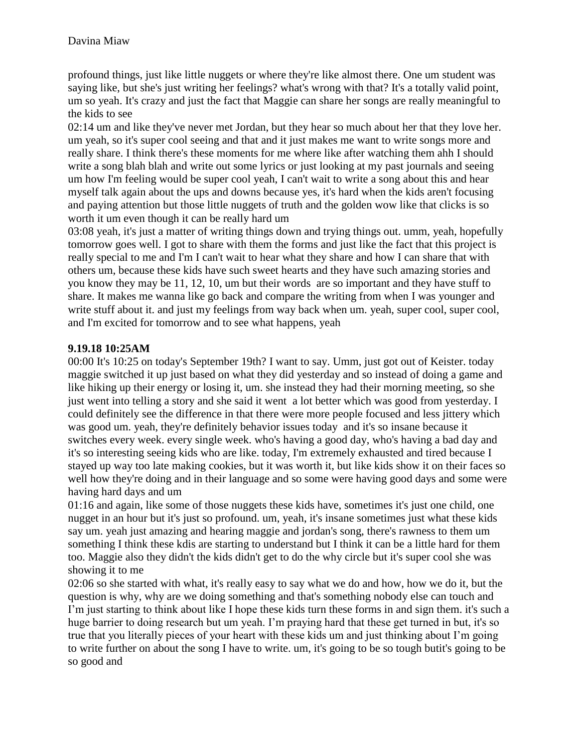profound things, just like little nuggets or where they're like almost there. One um student was saying like, but she's just writing her feelings? what's wrong with that? It's a totally valid point, um so yeah. It's crazy and just the fact that Maggie can share her songs are really meaningful to the kids to see

02:14 um and like they've never met Jordan, but they hear so much about her that they love her. um yeah, so it's super cool seeing and that and it just makes me want to write songs more and really share. I think there's these moments for me where like after watching them ahh I should write a song blah blah and write out some lyrics or just looking at my past journals and seeing um how I'm feeling would be super cool yeah, I can't wait to write a song about this and hear myself talk again about the ups and downs because yes, it's hard when the kids aren't focusing and paying attention but those little nuggets of truth and the golden wow like that clicks is so worth it um even though it can be really hard um

03:08 yeah, it's just a matter of writing things down and trying things out. umm, yeah, hopefully tomorrow goes well. I got to share with them the forms and just like the fact that this project is really special to me and I'm I can't wait to hear what they share and how I can share that with others um, because these kids have such sweet hearts and they have such amazing stories and you know they may be 11, 12, 10, um but their words are so important and they have stuff to share. It makes me wanna like go back and compare the writing from when I was younger and write stuff about it. and just my feelings from way back when um. yeah, super cool, super cool, and I'm excited for tomorrow and to see what happens, yeah

**9.19.18 10:25AM**

00:00 It's 10:25 on today's September 19th? I want to say. Umm, just got out of Keister. today maggie switched it up just based on what they did yesterday and so instead of doing a game and like hiking up their energy or losing it, um. she instead they had their morning meeting, so she just went into telling a story and she said it went a lot better which was good from yesterday. I could definitely see the difference in that there were more people focused and less jittery which was good um. yeah, they're definitely behavior issues today and it's so insane because it switches every week. every single week. who's having a good day, who's having a bad day and it's so interesting seeing kids who are like. today, I'm extremely exhausted and tired because I stayed up way too late making cookies, but it was worth it, but like kids show it on their faces so well how they're doing and in their language and so some were having good days and some were having hard days and um

01:16 and again, like some of those nuggets these kids have, sometimes it's just one child, one nugget in an hour but it's just so profound. um, yeah, it's insane sometimes just what these kids say um. yeah just amazing and hearing maggie and jordan's song, there's rawness to them um something I think these kdis are starting to understand but I think it can be a little hard for them too. Maggie also they didn't the kids didn't get to do the why circle but it's super cool she was showing it to me

02:06 so she started with what, it's really easy to say what we do and how, how we do it, but the question is why, why are we doing something and that's something nobody else can touch and I'm just starting to think about like I hope these kids turn these forms in and sign them. it's such a huge barrier to doing research but um yeah. I'm praying hard that these get turned in but, it's so true that you literally pieces of your heart with these kids um and just thinking about I'm going to write further on about the song I have to write. um, it's going to be so tough butit's going to be so good and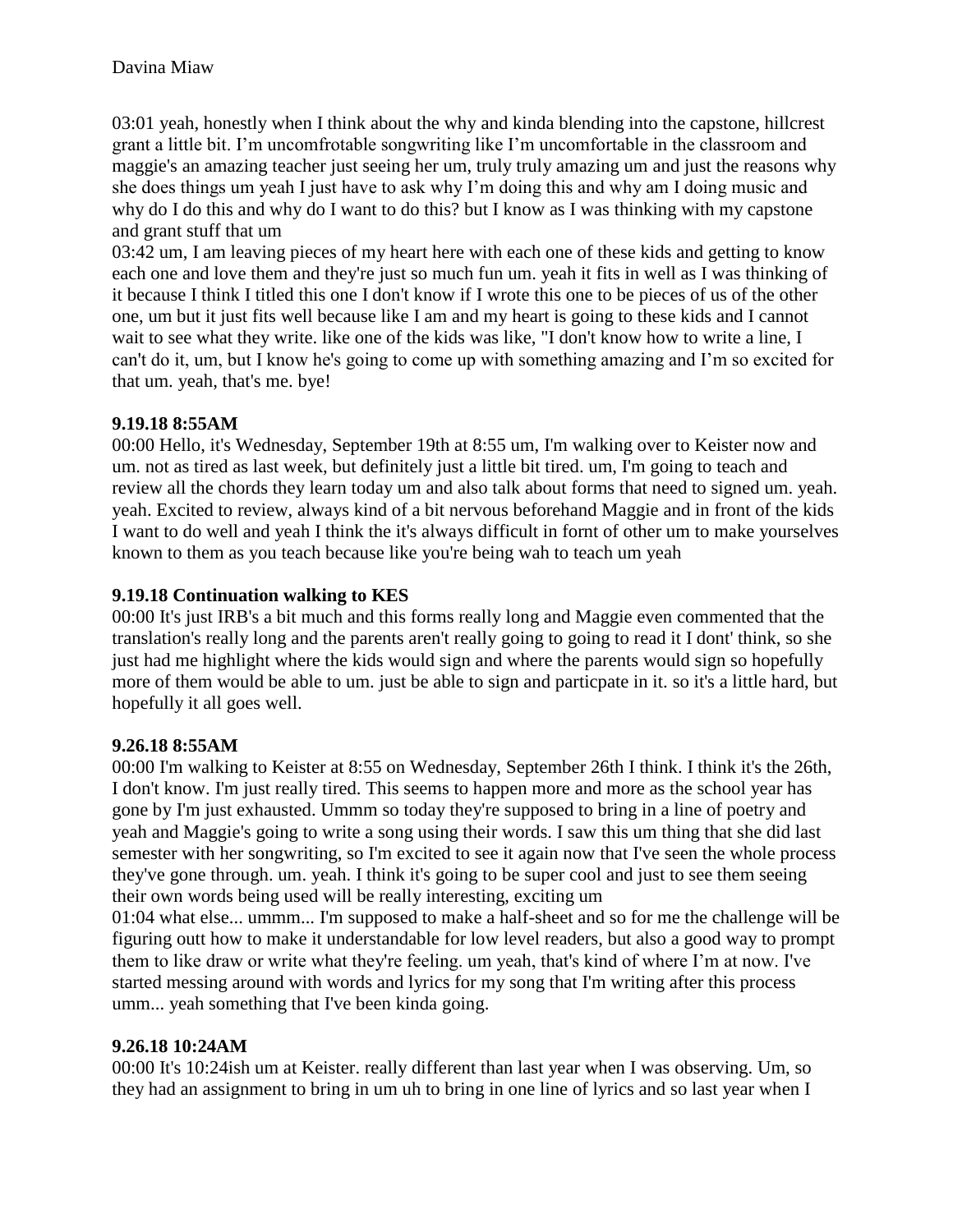03:01 yeah, honestly when I think about the why and kinda blending into the capstone, hillcrest grant a little bit. I'm uncomfrotable songwriting like I'm uncomfortable in the classroom and maggie's an amazing teacher just seeing her um, truly truly amazing um and just the reasons why she does things um yeah I just have to ask why I'm doing this and why am I doing music and why do I do this and why do I want to do this? but I know as I was thinking with my capstone and grant stuff that um

03:42 um, I am leaving pieces of my heart here with each one of these kids and getting to know each one and love them and they're just so much fun um. yeah it fits in well as I was thinking of it because I think I titled this one I don't know if I wrote this one to be pieces of us of the other one, um but it just fits well because like I am and my heart is going to these kids and I cannot wait to see what they write. like one of the kids was like, "I don't know how to write a line, I can't do it, um, but I know he's going to come up with something amazing and I'm so excited for that um. yeah, that's me. bye!

### 9.19.18 8:55AM

00:00 Hello, it's Wednesday, September 19th at 8:55 um, I'm walking over to Keister now and um. not as tired as last week, but definitely just a little bit tired. um, I'm going to teach and review all the chords they learn today um and also talk about forms that need to signed um. yeah. yeah. Excited to review, always kind of a bit nervous beforehand Maggie and in front of the kids I want to do well and yeah I think the it's always difficult in fornt of other um to make yourselves known to them as you teach because like you're being wah to teach um yeah

### 9.19.18 Continuation walking to KES

00:00 It's just IRB's a bit much and this forms really long and Maggie even commented that the translation's really long and the parents aren't really going to going to read it I dont' think, so she just had me highlight where the kids would sign and where the parents would sign so hopefully more of them would be able to um. just be able to sign and particpate in it. so it's a little hard, but hopefully it all goes well.

### 9.26.18 8:55AM

00:00 I'm walking to Keister at 8:55 on Wednesday, September 26th I think. I think it's the 26th, I don't know. I'm just really tired. This seems to happen more and more as the school year has gone by I'm just exhausted. Ummm so today they're supposed to bring in a line of poetry and yeah and Maggie's going to write a song using their words. I saw this um thing that she did last semester with her songwriting, so I'm excited to see it again now that I've seen the whole process they've gone through. um. yeah. I think it's going to be super cool and just to see them seeing their own words being used will be really interesting, exciting um

01:04 what else... ummm... I'm supposed to make a half-sheet and so for me the challenge will be figuring outt how to make it understandable for low level readers, but also a good way to prompt them to like draw or write what they're feeling. um yeah, that's kind of where I'm at now. I've started messing around with words and lyrics for my song that I'm writing after this process umm... yeah something that I've been kinda going.

### 9.26.18 10:24AM

00:00 It's 10:24ish um at Keister. really different than last year when I was observing. Um, so they had an assignment to bring in um uh to bring in one line of lyrics and so last year when I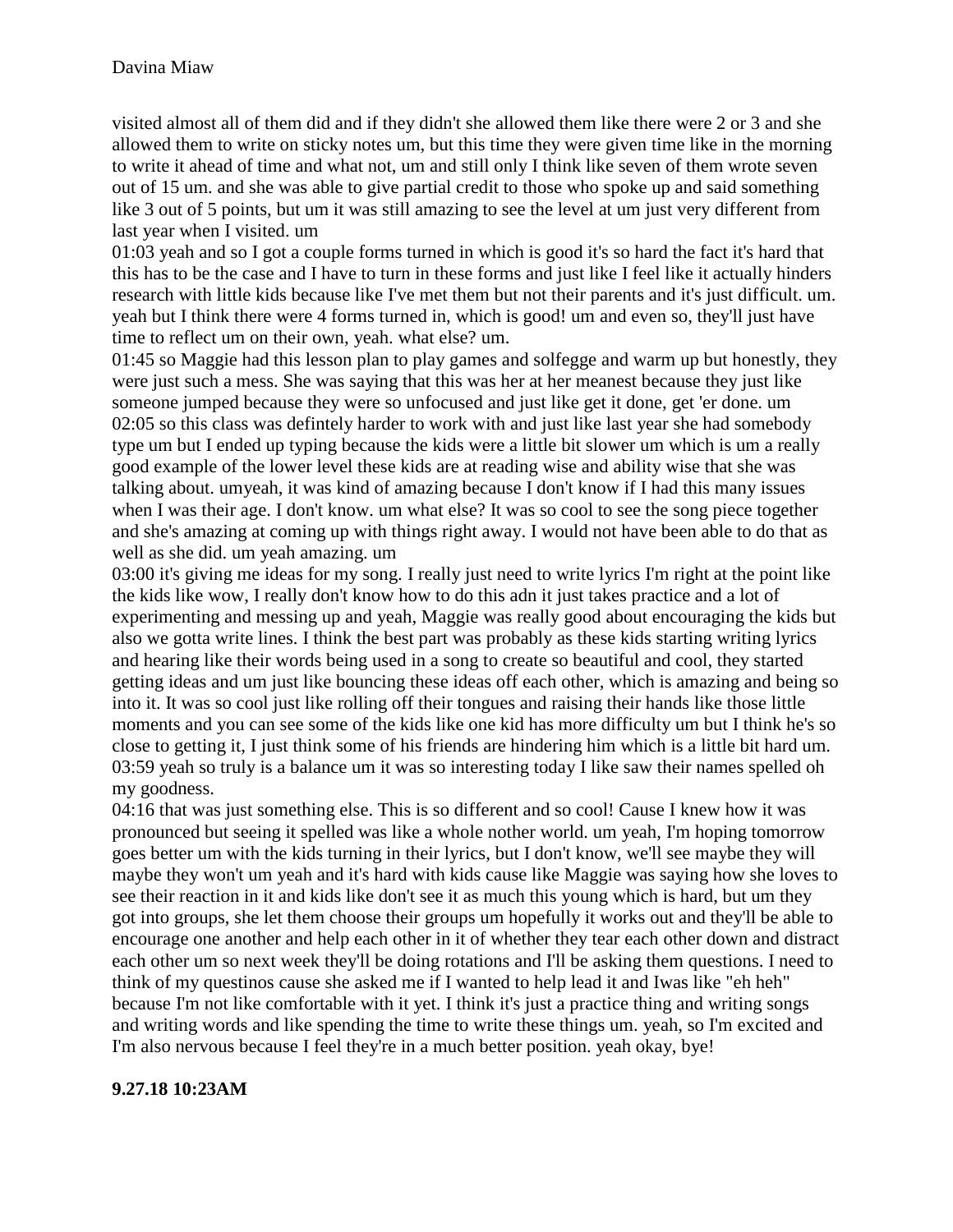visited almost all of them did and if they didn't she allowed them like there were 2 or 3 and she allowed them to write on sticky notes um, but this time they were given time like in the morning to write it ahead of time and what not, um and still only I think like seven of them wrote seven out of 15 um. and she was able to give partial credit to those who spoke up and said something like 3 out of 5 points, but um it was still amazing to see the level at um just very different from last year when I visited. um

01:03 yeah and so I got a couple forms turned in which is good it's so hard the fact it's hard that this has to be the case and I have to turn in these forms and just like I feel like it actually hinders research with little kids because like I've met them but not their parents and it's just difficult. um. yeah but I think there were 4 forms turned in, which is good! um and even so, they'll just have time to reflect um on their own, yeah. what else? um.

01:45 so Maggie had this lesson plan to play games and solfegge and warm up but honestly, they were just such a mess. She was saying that this was her at her meanest because they just like someone jumped because they were so unfocused and just like get it done, get 'er done. um

02:05 so this class was defintely harder to work with and just like last year she had somebody type um but I ended up typing because the kids were a little bit slower um which is um a really good example of the lower level these kids are at reading wise and ability wise that she was talking about. umyeah, it was kind of amazing because I don't know if I had this many issues when I was their age. I don't know. um what else? It was so cool to see the song piece together and she's amazing at coming up with things right away. I would not have been able to do that as well as she did. um yeah amazing. um

03:00 it's giving me ideas for my song. I really just need to write lyrics I'm right at the point like the kids like wow, I really don't know how to do this adn it just takes practice and a lot of experimenting and messing up and yeah, Maggie was really good about encouraging the kids but also we gotta write lines. I think the best part was probably as these kids starting writing lyrics and hearing like their words being used in a song to create so beautiful and cool, they started getting ideas and um just like bouncing these ideas off each other, which is amazing and being so into it. It was so cool just like rolling off their tongues and raising their hands like those little moments and you can see some of the kids like one kid has more difficulty um but I think he's so close to getting it, I just think some of his friends are hindering him which is a little bit hard um.

03:59 yeah so truly is a balance um it was so interesting today I like saw their names spelled oh my goodness.

04:16 that was just something else. This is so different and so cool! Cause I knew how it was pronounced but seeing it spelled was like a whole nother world. um yeah, I'm hoping tomorrow goes better um with the kids turning in their lyrics, but I don't know, we'll see maybe they will maybe they won't um yeah and it's hard with kids cause like Maggie was saying how she loves to see their reaction in it and kids like don't see it as much this young which is hard, but um they got into groups, she let them choose their groups um hopefully it works out and they'll be able to encourage one another and help each other in it of whether they tear each other down and distract each other um so next week they'll be doing rotations and I'll be asking them questions. I need to think of my questinos cause she asked me if I wanted to help lead it and Iwas like "eh heh" because I'm not like comfortable with it yet. I think it's just a practice thing and writing songs and writing words and like spending the time to write these things um. yeah, so I'm excited and I'm also nervous because I feel they're in a much better position. yeah okay, bye!

**9.27.18 10:23AM**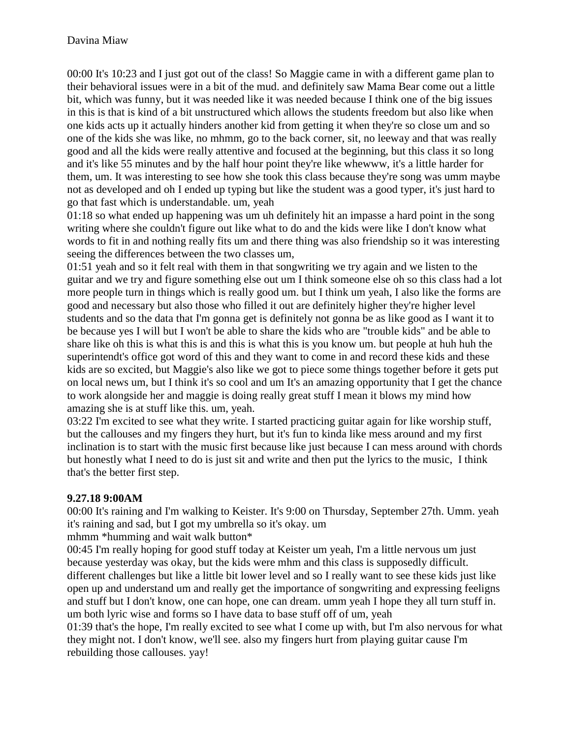Davina Miaw

00:00 It's 10:23 and I just got out of the class! So Maggie came in with a different game plan to their behavioral issues were in a bit of the mud. and definitely saw Mama Bear come out a little bit, which was funny, but it was needed like it was needed because I think one of the big issues in this is that is kind of a bit unstructured which allows the students freedom but also like when one kids acts up it actually hinders another kid from getting it when they're so close um and so one of the kids she was like, no mhmm, go to the back corner, sit, no leeway and that was really good and all the kids were really attentive and focused at the beginning, but this class it so long and it's like 55 minutes and by the half hour point they're like whewww, it's a little harder for them, um. It was interesting to see how she took this class because they're song was umm maybe not as developed and oh I ended up typing but like the student was a good typer, it's just hard to go that fast which is understandable. um, yeah

01:18 so what ended up happening was um uh definitely hit an impasse a hard point in the song writing where she couldn't figure out like what to do and the kids were like I don't know what words to fit in and nothing really fits um and there thing was also friendship so it was interesting seeing the differences between the two classes um,

01:51 yeah and so it felt real with them in that songwriting we try again and we listen to the guitar and we try and figure something else out um I think someone else oh so this class had a lot more people turn in things which is really good um. but I think um yeah, I also like the forms are good and necessary but also those who filled it out are definitely higher they're higher level students and so the data that I'm gonna get is definitely not gonna be as like good as I want it to be because yes I will but I won't be able to share the kids who are "trouble kids" and be able to share like oh this is what this is and this is what this is you know um. but people at huh huh the superintendt's office got word of this and they want to come in and record these kids and these kids are so excited, but Maggie's also like we got to piece some things together before it gets put on local news um, but I think it's so cool and um It's an amazing opportunity that I get the chance to work alongside her and maggie is doing really great stuff I mean it blows my mind how amazing she is at stuff like this. um, yeah.

03:22 I'm excited to see what they write. I started practicing guitar again for like worship stuff, but the callouses and my fingers they hurt, but it's fun to kinda like mess around and my first inclination is to start with the music first because like just because I can mess around with chords but honestly what I need to do is just sit and write and then put the lyrics to the music, I think that's the better first step.

**9.27.18 9:00AM**

00:00 It's raining and I'm walking to Keister. It's 9:00 on Thursday, September 27th. Umm. yeah it's raining and sad, but I got my umbrella so it's okay. um

mhmm *humming and wait walk button*

00:45 I'm really hoping for good stuff today at Keister um yeah, I'm a little nervous um just because yesterday was okay, but the kids were mhm and this class is supposedly difficult. different challenges but like a little bit lower level and so I really want to see these kids just like open up and understand um and really get the importance of songwriting and expressing feeligns and stuff but I don't know, one can hope, one can dream. umm yeah I hope they all turn stuff in. um both lyric wise and forms so I have data to base stuff off of um, yeah

01:39 that's the hope, I'm really excited to see what I come up with, but I'm also nervous for what they might not. I don't know, we'll see. also my fingers hurt from playing guitar cause I'm rebuilding those callouses. yay!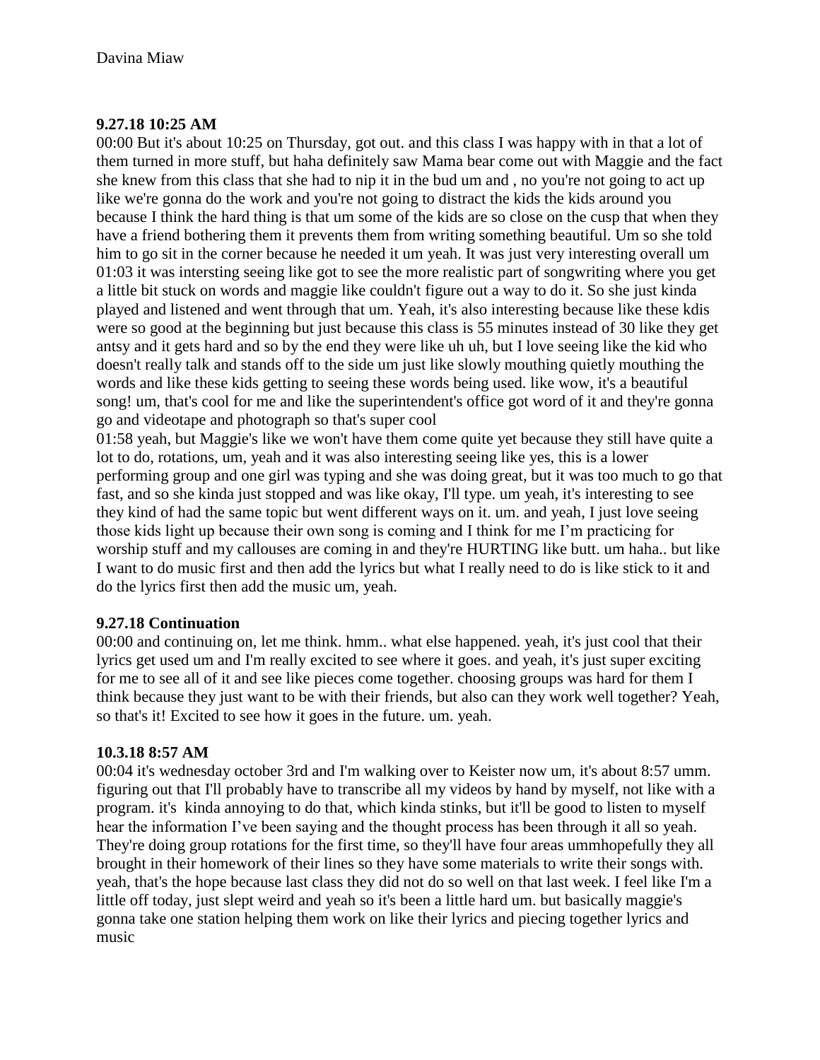Davina Miaw

**9.27.18 10:25 AM**

00:00 But it's about 10:25 on Thursday, got out. and this class I was happy with in that a lot of them turned in more stuff, but haha definitely saw Mama bear come out with Maggie and the fact she knew from this class that she had to nip it in the bud um and , no you're not going to act up like we're gonna do the work and you're not going to distract the kids the kids around you because I think the hard thing is that um some of the kids are so close on the cusp that when they have a friend bothering them it prevents them from writing something beautiful. Um so she told him to go sit in the corner because he needed it um yeah. It was just very interesting overall um 01:03 it was intersting seeing like got to see the more realistic part of songwriting where you get a little bit stuck on words and maggie like couldn't figure out a way to do it. So she just kinda played and listened and went through that um. Yeah, it's also interesting because like these kdis were so good at the beginning but just because this class is 55 minutes instead of 30 like they get antsy and it gets hard and so by the end they were like uh uh, but I love seeing like the kid who doesn't really talk and stands off to the side um just like slowly mouthing quietly mouthing the words and like these kids getting to seeing these words being used. like wow, it's a beautiful song! um, that's cool for me and like the superintendent's office got word of it and they're gonna go and videotape and photograph so that's super cool

01:58 yeah, but Maggie's like we won't have them come quite yet because they still have quite a lot to do, rotations, um, yeah and it was also interesting seeing like yes, this is a lower performing group and one girl was typing and she was doing great, but it was too much to go that fast, and so she kinda just stopped and was like okay, I'll type. um yeah, it's interesting to see they kind of had the same topic but went different ways on it. um. and yeah, I just love seeing those kids light up because their own song is coming and I think for me I'm practicing for worship stuff and my callouses are coming in and they're HURTING like butt. um haha.. but like I want to do music first and then add the lyrics but what I really need to do is like stick to it and do the lyrics first then add the music um, yeah.

**9.27.18 Continuation**

00:00 and continuing on, let me think. hmm.. what else happened. yeah, it's just cool that their lyrics get used um and I'm really excited to see where it goes. and yeah, it's just super exciting for me to see all of it and see like pieces come together. choosing groups was hard for them I think because they just want to be with their friends, but also can they work well together? Yeah, so that's it! Excited to see how it goes in the future. um. yeah.

**10.3.18 8:57 AM**

00:04 it's wednesday october 3rd and I'm walking over to Keister now um, it's about 8:57 umm. figuring out that I'll probably have to transcribe all my videos by hand by myself, not like with a program. it's kinda annoying to do that, which kinda stinks, but it'll be good to listen to myself hear the information I've been saying and the thought process has been through it all so yeah. They're doing group rotations for the first time, so they'll have four areas ummhopefully they all brought in their homework of their lines so they have some materials to write their songs with. yeah, that's the hope because last class they did not do so well on that last week. I feel like I'm a little off today, just slept weird and yeah so it's been a little hard um. but basically maggie's gonna take one station helping them work on like their lyrics and piecing together lyrics and music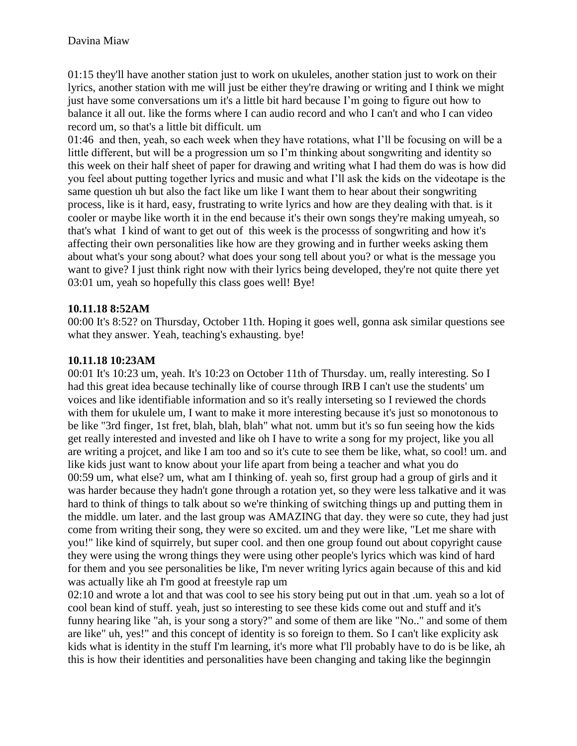01:15 they'll have another station just to work on ukuleles, another station just to work on their lyrics, another station with me will just be either they're drawing or writing and I think we might just have some conversations um it's a little bit hard because I'm going to figure out how to balance it all out. like the forms where I can audio record and who I can't and who I can video record um, so that's a little bit difficult. um

01:46 and then, yeah, so each week when they have rotations, what I'll be focusing on will be a little different, but will be a progression um so I'm thinking about songwriting and identity so this week on their half sheet of paper for drawing and writing what I had them do was is how did you feel about putting together lyrics and music and what I'll ask the kids on the videotape is the same question uh but also the fact like um like I want them to hear about their songwriting process, like is it hard, easy, frustrating to write lyrics and how are they dealing with that. is it cooler or maybe like worth it in the end because it's their own songs they're making umyeah, so that's what I kind of want to get out of this week is the processs of songwriting and how it's affecting their own personalities like how are they growing and in further weeks asking them about what's your song about? what does your song tell about you? or what is the message you want to give? I just think right now with their lyrics being developed, they're not quite there yet

03:01 um, yeah so hopefully this class goes well! Bye!

**10.11.18 8:52AM**

00:00 It's 8:52? on Thursday, October 11th. Hoping it goes well, gonna ask similar questions see what they answer. Yeah, teaching's exhausting. bye!

**10.11.18 10:23AM**

00:01 It's 10:23 um, yeah. It's 10:23 on October 11th of Thursday. um, really interesting. So I had this great idea because techinally like of course through IRB I can't use the students' um voices and like identifiable information and so it's really interseting so I reviewed the chords with them for ukulele um, I want to make it more interesting because it's just so monotonous to be like "3rd finger, 1st fret, blah, blah, blah" what not. umm but it's so fun seeing how the kids get really interested and invested and like oh I have to write a song for my project, like you all are writing a projcet, and like I am too and so it's cute to see them be like, what, so cool! um. and like kids just want to know about your life apart from being a teacher and what you do

00:59 um, what else? um, what am I thinking of. yeah so, first group had a group of girls and it was harder because they hadn't gone through a rotation yet, so they were less talkative and it was hard to think of things to talk about so we're thinking of switching things up and putting them in the middle. um later. and the last group was AMAZING that day. they were so cute, they had just come from writing their song, they were so excited. um and they were like, "Let me share with you!" like kind of squirrely, but super cool. and then one group found out about copyright cause they were using the wrong things they were using other people's lyrics which was kind of hard for them and you see personalities be like, I'm never writing lyrics again because of this and kid was actually like ah I'm good at freestyle rap um

02:10 and wrote a lot and that was cool to see his story being put out in that .um. yeah so a lot of cool bean kind of stuff. yeah, just so interesting to see these kids come out and stuff and it's funny hearing like "ah, is your song a story?" and some of them are like "No.." and some of them are like" uh, yes!" and this concept of identity is so foreign to them. So I can't like explicity ask kids what is identity in the stuff I'm learning, it's more what I'll probably have to do is be like, ah this is how their identities and personalities have been changing and taking like the beginngin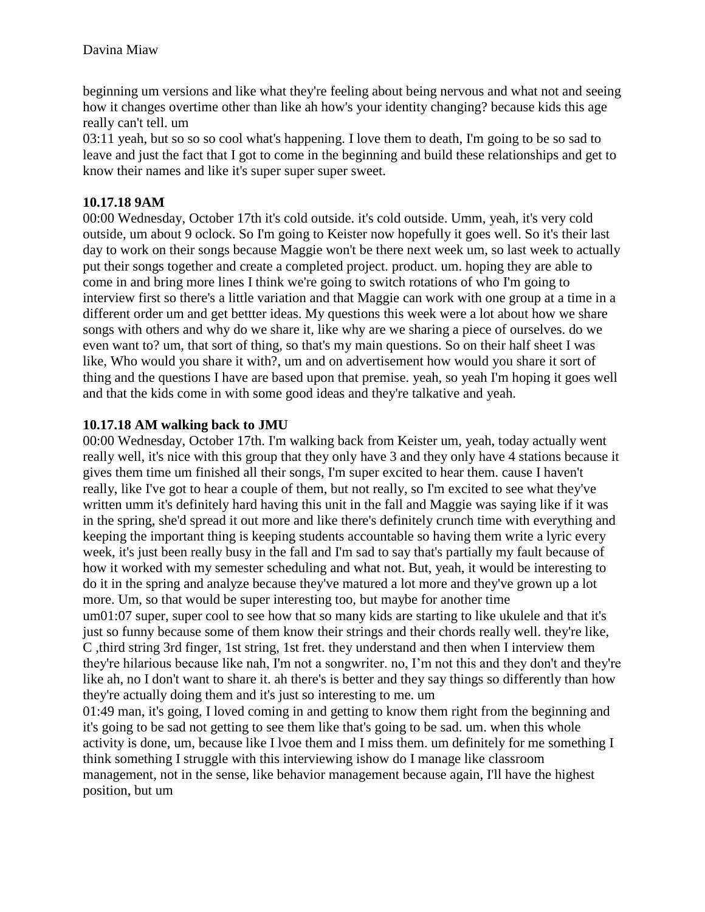beginning um versions and like what they're feeling about being nervous and what not and seeing how it changes overtime other than like ah how's your identity changing? because kids this age really can't tell. um

03:11 yeah, but so so so cool what's happening. I love them to death, I'm going to be so sad to leave and just the fact that I got to come in the beginning and build these relationships and get to know their names and like it's super super super sweet.

**10.17.18 9AM**

00:00 Wednesday, October 17th it's cold outside. it's cold outside. Umm, yeah, it's very cold outside, um about 9 oclock. So I'm going to Keister now hopefully it goes well. So it's their last day to work on their songs because Maggie won't be there next week um, so last week to actually put their songs together and create a completed project. product. um. hoping they are able to come in and bring more lines I think we're going to switch rotations of who I'm going to interview first so there's a little variation and that Maggie can work with one group at a time in a different order um and get bettter ideas. My questions this week were a lot about how we share songs with others and why do we share it, like why are we sharing a piece of ourselves. do we even want to? um, that sort of thing, so that's my main questions. So on their half sheet I was like, Who would you share it with?, um and on advertisement how would you share it sort of thing and the questions I have are based upon that premise. yeah, so yeah I'm hoping it goes well and that the kids come in with some good ideas and they're talkative and yeah.

**10.17.18 AM walking back to JMU**

00:00 Wednesday, October 17th. I'm walking back from Keister um, yeah, today actually went really well, it's nice with this group that they only have 3 and they only have 4 stations because it gives them time um finished all their songs, I'm super excited to hear them. cause I haven't really, like I've got to hear a couple of them, but not really, so I'm excited to see what they've written umm it's definitely hard having this unit in the fall and Maggie was saying like if it was in the spring, she'd spread it out more and like there's definitely crunch time with everything and keeping the important thing is keeping students accountable so having them write a lyric every week, it's just been really busy in the fall and I'm sad to say that's partially my fault because of how it worked with my semester scheduling and what not. But, yeah, it would be interesting to do it in the spring and analyze because they've matured a lot more and they've grown up a lot more. Um, so that would be super interesting too, but maybe for another time

um01:07 super, super cool to see how that so many kids are starting to like ukulele and that it's just so funny because some of them know their strings and their chords really well. they're like, C ,third string 3rd finger, 1st string, 1st fret. they understand and then when I interview them they're hilarious because like nah, I'm not a songwriter. no, I'm not this and they don't and they're like ah, no I don't want to share it. ah there's is better and they say things so differently than how they're actually doing them and it's just so interesting to me. um

01:49 man, it's going, I loved coming in and getting to know them right from the beginning and it's going to be sad not getting to see them like that's going to be sad. um. when this whole activity is done, um, because like I lvoe them and I miss them. um definitely for me something I think something I struggle with this interviewing ishow do I manage like classroom management, not in the sense, like behavior management because again, I'll have the highest position, but um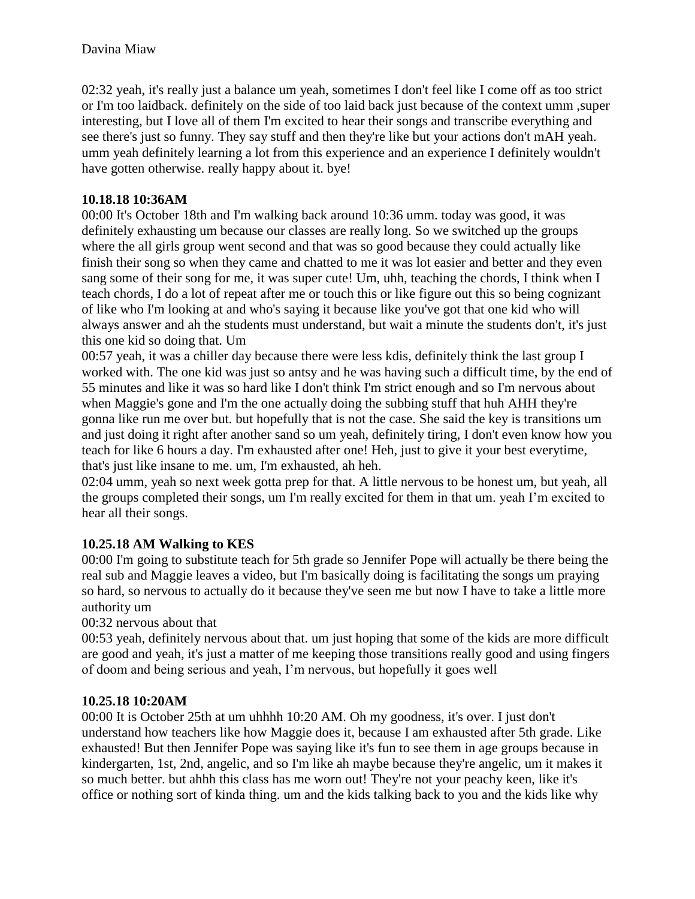02:32 yeah, it's really just a balance um yeah, sometimes I don't feel like I come off as too strict or I'm too laidback. definitely on the side of too laid back just because of the context umm ,super interesting, but I love all of them I'm excited to hear their songs and transcribe everything and see there's just so funny. They say stuff and then they're like but your actions don't mAH yeah. umm yeah definitely learning a lot from this experience and an experience I definitely wouldn't have gotten otherwise. really happy about it. bye!

**10.18.18 10:36AM**

00:00 It's October 18th and I'm walking back around 10:36 umm. today was good, it was definitely exhausting um because our classes are really long. So we switched up the groups where the all girls group went second and that was so good because they could actually like finish their song so when they came and chatted to me it was lot easier and better and they even sang some of their song for me, it was super cute! Um, uhh, teaching the chords, I think when I teach chords, I do a lot of repeat after me or touch this or like figure out this so being cognizant of like who I'm looking at and who's saying it because like you've got that one kid who will always answer and ah the students must understand, but wait a minute the students don't, it's just this one kid so doing that. Um

00:57 yeah, it was a chiller day because there were less kdis, definitely think the last group I worked with. The one kid was just so antsy and he was having such a difficult time, by the end of 55 minutes and like it was so hard like I don't think I'm strict enough and so I'm nervous about when Maggie's gone and I'm the one actually doing the subbing stuff that huh AHH they're gonna like run me over but. but hopefully that is not the case. She said the key is transitions um and just doing it right after another sand so um yeah, definitely tiring, I don't even know how you teach for like 6 hours a day. I'm exhausted after one! Heh, just to give it your best everytime, that's just like insane to me. um, I'm exhausted, ah heh.

02:04 umm, yeah so next week gotta prep for that. A little nervous to be honest um, but yeah, all the groups completed their songs, um I'm really excited for them in that um. yeah I'm excited to hear all their songs.

**10.25.18 AM Walking to KES**

00:00 I'm going to substitute teach for 5th grade so Jennifer Pope will actually be there being the real sub and Maggie leaves a video, but I'm basically doing is facilitating the songs um praying so hard, so nervous to actually do it because they've seen me but now I have to take a little more authority um

00:32 nervous about that

00:53 yeah, definitely nervous about that. um just hoping that some of the kids are more difficult are good and yeah, it's just a matter of me keeping those transitions really good and using fingers of doom and being serious and yeah, I'm nervous, but hopefully it goes well

**10.25.18 10:20AM**

00:00 It is October 25th at um uhhhh 10:20 AM. Oh my goodness, it's over. I just don't understand how teachers like how Maggie does it, because I am exhausted after 5th grade. Like exhausted! But then Jennifer Pope was saying like it's fun to see them in age groups because in kindergarten, 1st, 2nd, angelic, and so I'm like ah maybe because they're angelic, um it makes it so much better. but ahhh this class has me worn out! They're not your peachy keen, like it's office or nothing sort of kinda thing. um and the kids talking back to you and the kids like why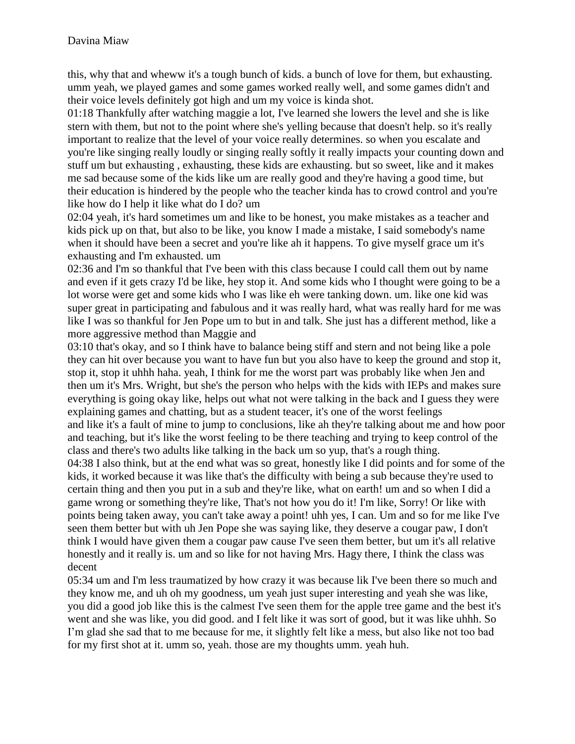this, why that and wheww it's a tough bunch of kids. a bunch of love for them, but exhausting. umm yeah, we played games and some games worked really well, and some games didn't and their voice levels definitely got high and um my voice is kinda shot.

01:18 Thankfully after watching maggie a lot, I've learned she lowers the level and she is like stern with them, but not to the point where she's yelling because that doesn't help. so it's really important to realize that the level of your voice really determines. so when you escalate and you're like singing really loudly or singing really softly it really impacts your counting down and stuff um but exhausting , exhausting, these kids are exhausting. but so sweet, like and it makes me sad because some of the kids like um are really good and they're having a good time, but their education is hindered by the people who the teacher kinda has to crowd control and you're like how do I help it like what do I do? um

02:04 yeah, it's hard sometimes um and like to be honest, you make mistakes as a teacher and kids pick up on that, but also to be like, you know I made a mistake, I said somebody's name when it should have been a secret and you're like ah it happens. To give myself grace um it's exhausting and I'm exhausted. um

02:36 and I'm so thankful that I've been with this class because I could call them out by name and even if it gets crazy I'd be like, hey stop it. And some kids who I thought were going to be a lot worse were get and some kids who I was like eh were tanking down. um. like one kid was super great in participating and fabulous and it was really hard, what was really hard for me was like I was so thankful for Jen Pope um to but in and talk. She just has a different method, like a more aggressive method than Maggie and

03:10 that's okay, and so I think have to balance being stiff and stern and not being like a pole they can hit over because you want to have fun but you also have to keep the ground and stop it, stop it, stop it uhhh haha. yeah, I think for me the worst part was probably like when Jen and then um it's Mrs. Wright, but she's the person who helps with the kids with IEPs and makes sure everything is going okay like, helps out what not were talking in the back and I guess they were explaining games and chatting, but as a student teacer, it's one of the worst feelings and like it's a fault of mine to jump to conclusions, like ah they're talking about me and how poor and teaching, but it's like the worst feeling to be there teaching and trying to keep control of the class and there's two adults like talking in the back um so yup, that's a rough thing.

04:38 I also think, but at the end what was so great, honestly like I did points and for some of the kids, it worked because it was like that's the difficulty with being a sub because they're used to certain thing and then you put in a sub and they're like, what on earth! um and so when I did a game wrong or something they're like, That's not how you do it! I'm like, Sorry! Or like with points being taken away, you can't take away a point! uhh yes, I can. Um and so for me like I've seen them better but with uh Jen Pope she was saying like, they deserve a cougar paw, I don't think I would have given them a cougar paw cause I've seen them better, but um it's all relative honestly and it really is. um and so like for not having Mrs. Hagy there, I think the class was decent

05:34 um and I'm less traumatized by how crazy it was because lik I've been there so much and they know me, and uh oh my goodness, um yeah just super interesting and yeah she was like, you did a good job like this is the calmest I've seen them for the apple tree game and the best it's went and she was like, you did good. and I felt like it was sort of good, but it was like uhhh. So I'm glad she sad that to me because for me, it slightly felt like a mess, but also like not too bad for my first shot at it. umm so, yeah. those are my thoughts umm. yeah huh.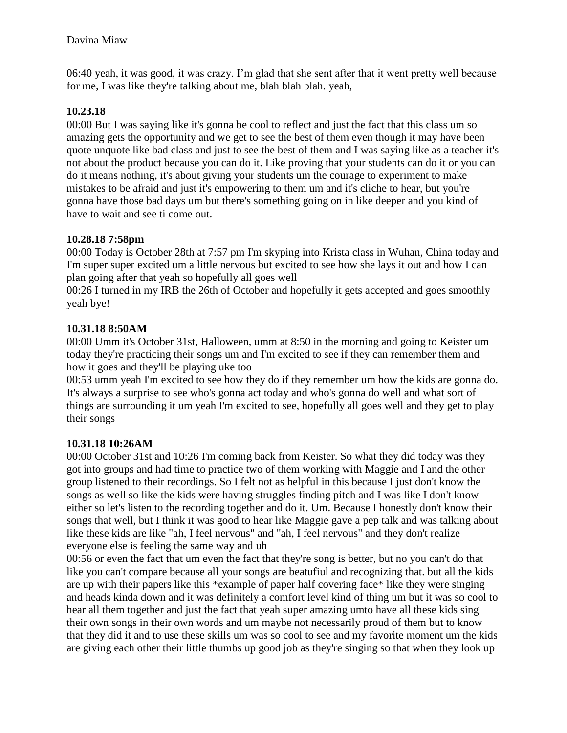06:40 yeah, it was good, it was crazy. I'm glad that she sent after that it went pretty well because for me, I was like they're talking about me, blah blah blah. yeah,

**10.23.18**

00:00 But I was saying like it's gonna be cool to reflect and just the fact that this class um so amazing gets the opportunity and we get to see the best of them even though it may have been quote unquote like bad class and just to see the best of them and I was saying like as a teacher it's not about the product because you can do it. Like proving that your students can do it or you can do it means nothing, it's about giving your students um the courage to experiment to make mistakes to be afraid and just it's empowering to them um and it's cliche to hear, but you're gonna have those bad days um but there's something going on in like deeper and you kind of have to wait and see ti come out.

**10.28.18 7:58pm**

00:00 Today is October 28th at 7:57 pm I'm skyping into Krista class in Wuhan, China today and I'm super super excited um a little nervous but excited to see how she lays it out and how I can plan going after that yeah so hopefully all goes well

00:26 I turned in my IRB the 26th of October and hopefully it gets accepted and goes smoothly yeah bye!

**10.31.18 8:50AM**

00:00 Umm it's October 31st, Halloween, umm at 8:50 in the morning and going to Keister um today they're practicing their songs um and I'm excited to see if they can remember them and how it goes and they'll be playing uke too

00:53 umm yeah I'm excited to see how they do if they remember um how the kids are gonna do. It's always a surprise to see who's gonna act today and who's gonna do well and what sort of things are surrounding it um yeah I'm excited to see, hopefully all goes well and they get to play their songs

**10.31.18 10:26AM**

00:00 October 31st and 10:26 I'm coming back from Keister. So what they did today was they got into groups and had time to practice two of them working with Maggie and I and the other group listened to their recordings. So I felt not as helpful in this because I just don't know the songs as well so like the kids were having struggles finding pitch and I was like I don't know either so let's listen to the recording together and do it. Um. Because I honestly don't know their songs that well, but I think it was good to hear like Maggie gave a pep talk and was talking about like these kids are like "ah, I feel nervous" and "ah, I feel nervous" and they don't realize everyone else is feeling the same way and uh

00:56 or even the fact that um even the fact that they're song is better, but no you can't do that like you can't compare because all your songs are beautfiul and recognizing that. but all the kids are up with their papers like this *example of paper half covering face* like they were singing and heads kinda down and it was definitely a comfort level kind of thing um but it was so cool to hear all them together and just the fact that yeah super amazing umto have all these kids sing their own songs in their own words and um maybe not necessarily proud of them but to know that they did it and to use these skills um was so cool to see and my favorite moment um the kids are giving each other their little thumbs up good job as they're singing so that when they look up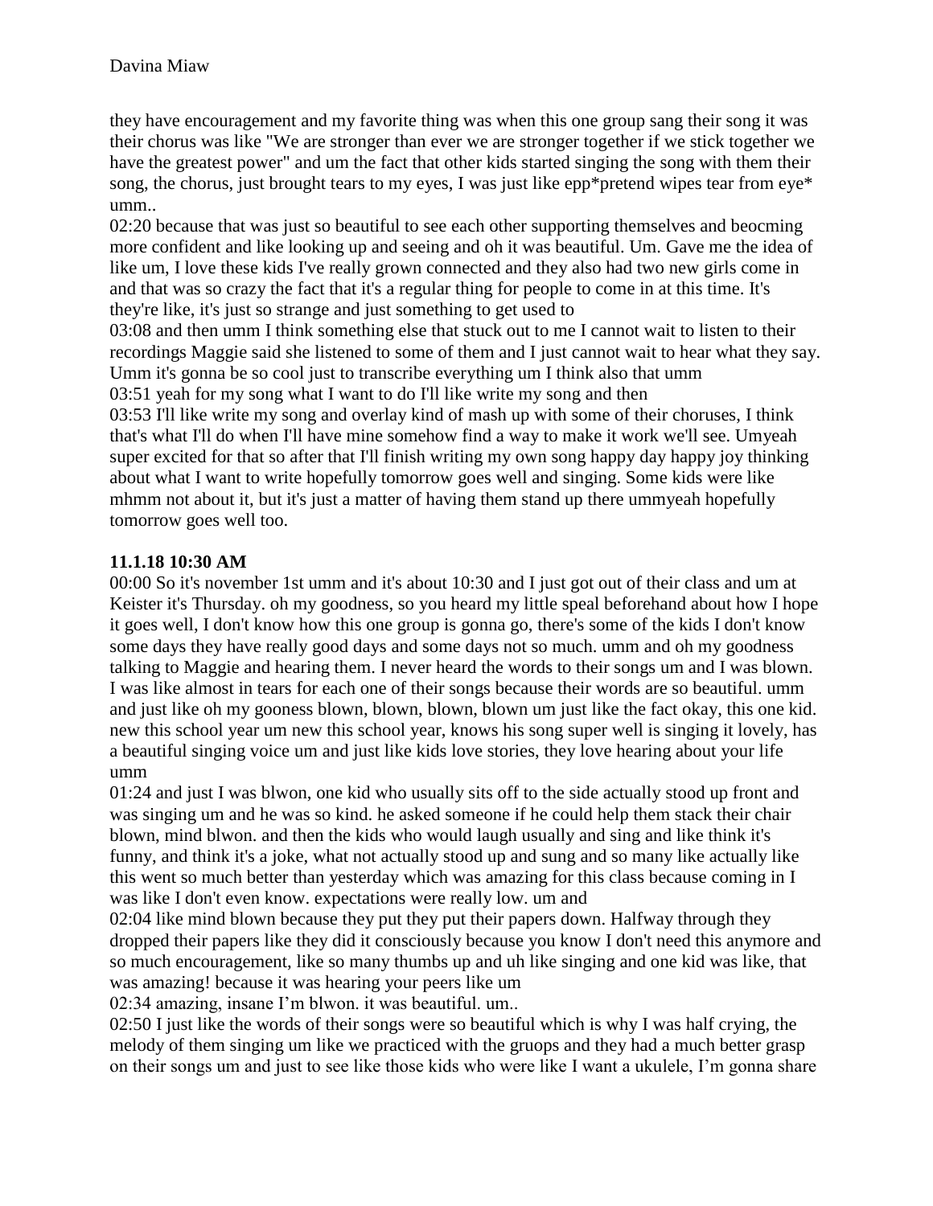they have encouragement and my favorite thing was when this one group sang their song it was their chorus was like "We are stronger than ever we are stronger together if we stick together we have the greatest power" and um the fact that other kids started singing the song with them their song, the chorus, just brought tears to my eyes, I was just like epp*pretend wipes tear from eye* umm..

02:20 because that was just so beautiful to see each other supporting themselves and beocming more confident and like looking up and seeing and oh it was beautiful. Um. Gave me the idea of like um, I love these kids I've really grown connected and they also had two new girls come in and that was so crazy the fact that it's a regular thing for people to come in at this time. It's they're like, it's just so strange and just something to get used to

03:08 and then umm I think something else that stuck out to me I cannot wait to listen to their recordings Maggie said she listened to some of them and I just cannot wait to hear what they say. Umm it's gonna be so cool just to transcribe everything um I think also that umm

03:51 yeah for my song what I want to do I'll like write my song and then

03:53 I'll like write my song and overlay kind of mash up with some of their choruses, I think that's what I'll do when I'll have mine somehow find a way to make it work we'll see. Umyeah super excited for that so after that I'll finish writing my own song happy day happy joy thinking about what I want to write hopefully tomorrow goes well and singing. Some kids were like mhmm not about it, but it's just a matter of having them stand up there ummyeah hopefully tomorrow goes well too.

**11.1.18 10:30 AM**

00:00 So it's november 1st umm and it's about 10:30 and I just got out of their class and um at Keister it's Thursday. oh my goodness, so you heard my little speal beforehand about how I hope it goes well, I don't know how this one group is gonna go, there's some of the kids I don't know some days they have really good days and some days not so much. umm and oh my goodness talking to Maggie and hearing them. I never heard the words to their songs um and I was blown. I was like almost in tears for each one of their songs because their words are so beautiful. umm and just like oh my gooness blown, blown, blown, blown um just like the fact okay, this one kid. new this school year um new this school year, knows his song super well is singing it lovely, has a beautiful singing voice um and just like kids love stories, they love hearing about your life umm

01:24 and just I was blwon, one kid who usually sits off to the side actually stood up front and was singing um and he was so kind. he asked someone if he could help them stack their chair blown, mind blwon. and then the kids who would laugh usually and sing and like think it's funny, and think it's a joke, what not actually stood up and sung and so many like actually like this went so much better than yesterday which was amazing for this class because coming in I was like I don't even know. expectations were really low. um and

02:04 like mind blown because they put they put their papers down. Halfway through they dropped their papers like they did it consciously because you know I don't need this anymore and so much encouragement, like so many thumbs up and uh like singing and one kid was like, that was amazing! because it was hearing your peers like um

02:34 amazing, insane I'm blwon. it was beautiful. um..

02:50 I just like the words of their songs were so beautiful which is why I was half crying, the melody of them singing um like we practiced with the gruops and they had a much better grasp on their songs um and just to see like those kids who were like I want a ukulele, I'm gonna share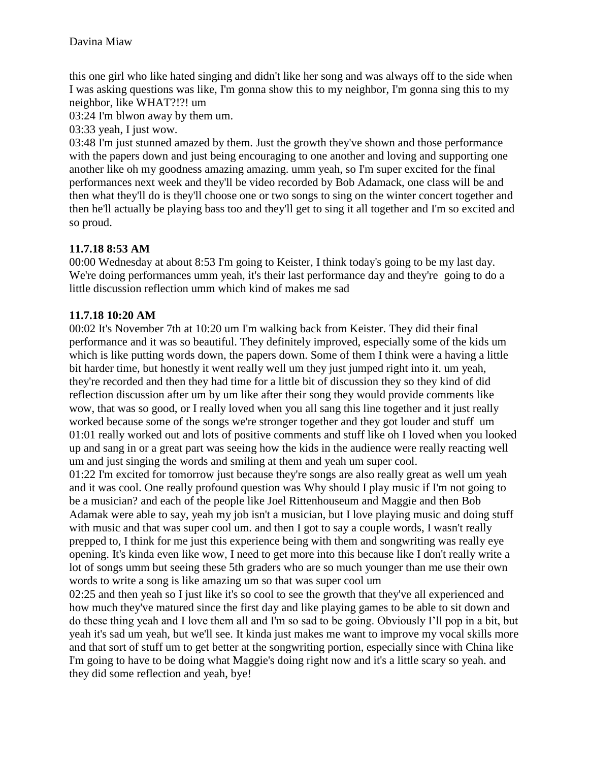this one girl who like hated singing and didn't like her song and was always off to the side when I was asking questions was like, I'm gonna show this to my neighbor, I'm gonna sing this to my neighbor, like WHAT?!?! um

03:24 I'm blwon away by them um.

03:33 yeah, I just wow.

03:48 I'm just stunned amazed by them. Just the growth they've shown and those performance with the papers down and just being encouraging to one another and loving and supporting one another like oh my goodness amazing amazing. umm yeah, so I'm super excited for the final performances next week and they'll be video recorded by Bob Adamack, one class will be and then what they'll do is they'll choose one or two songs to sing on the winter concert together and then he'll actually be playing bass too and they'll get to sing it all together and I'm so excited and so proud.

**11.7.18 8:53 AM**

00:00 Wednesday at about 8:53 I'm going to Keister, I think today's going to be my last day. We're doing performances umm yeah, it's their last performance day and they're going to do a little discussion reflection umm which kind of makes me sad

**11.7.18 10:20 AM**

00:02 It's November 7th at 10:20 um I'm walking back from Keister. They did their final performance and it was so beautiful. They definitely improved, especially some of the kids um which is like putting words down, the papers down. Some of them I think were a having a little bit harder time, but honestly it went really well um they just jumped right into it. um yeah, they're recorded and then they had time for a little bit of discussion they so they kind of did reflection discussion after um by um like after their song they would provide comments like wow, that was so good, or I really loved when you all sang this line together and it just really worked because some of the songs we're stronger together and they got louder and stuff um

01:01 really worked out and lots of positive comments and stuff like oh I loved when you looked up and sang in or a great part was seeing how the kids in the audience were really reacting well um and just singing the words and smiling at them and yeah um super cool.

01:22 I'm excited for tomorrow just because they're songs are also really great as well um yeah and it was cool. One really profound question was Why should I play music if I'm not going to be a musician? and each of the people like Joel Rittenhouseum and Maggie and then Bob Adamak were able to say, yeah my job isn't a musician, but I love playing music and doing stuff with music and that was super cool um. and then I got to say a couple words, I wasn't really prepped to, I think for me just this experience being with them and songwriting was really eye opening. It's kinda even like wow, I need to get more into this because like I don't really write a lot of songs umm but seeing these 5th graders who are so much younger than me use their own words to write a song is like amazing um so that was super cool um

02:25 and then yeah so I just like it's so cool to see the growth that they've all experienced and how much they've matured since the first day and like playing games to be able to sit down and do these thing yeah and I love them all and I'm so sad to be going. Obviously I'll pop in a bit, but yeah it's sad um yeah, but we'll see. It kinda just makes me want to improve my vocal skills more and that sort of stuff um to get better at the songwriting portion, especially since with China like I'm going to have to be doing what Maggie's doing right now and it's a little scary so yeah. and they did some reflection and yeah, bye!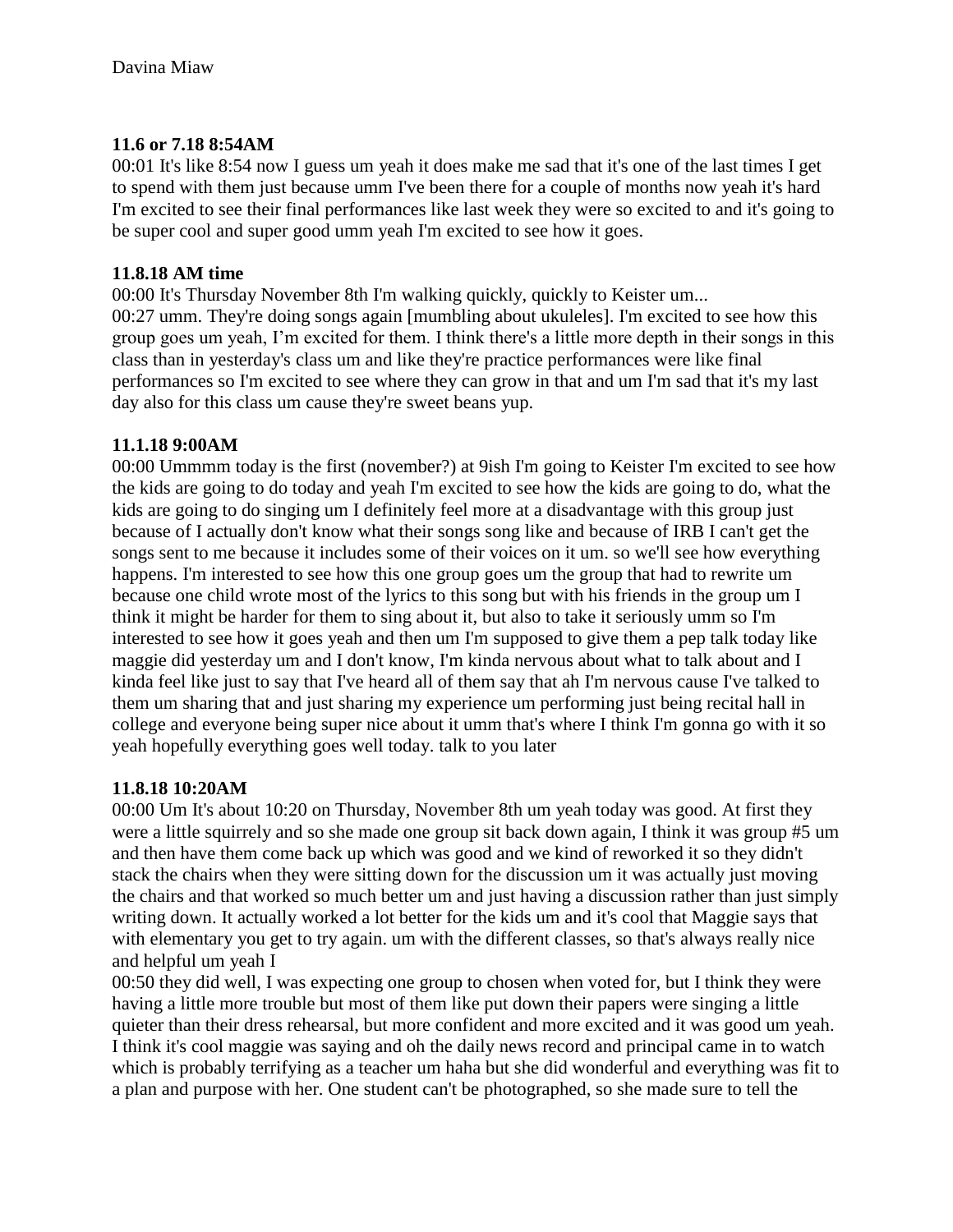Davina Miaw

**11.6 or 7.18 8:54AM**

00:01 It's like 8:54 now I guess um yeah it does make me sad that it's one of the last times I get to spend with them just because umm I've been there for a couple of months now yeah it's hard I'm excited to see their final performances like last week they were so excited to and it's going to be super cool and super good umm yeah I'm excited to see how it goes.

**11.8.18 AM time**

00:00 It's Thursday November 8th I'm walking quickly, quickly to Keister um...
00:27 umm. They're doing songs again [mumbling about ukuleles]. I'm excited to see how this group goes um yeah, I'm excited for them. I think there's a little more depth in their songs in this class than in yesterday's class um and like they're practice performances were like final performances so I'm excited to see where they can grow in that and um I'm sad that it's my last day also for this class um cause they're sweet beans yup.

**11.1.18 9:00AM**

00:00 Ummmm today is the first (november?) at 9ish I'm going to Keister I'm excited to see how the kids are going to do today and yeah I'm excited to see how the kids are going to do, what the kids are going to do singing um I definitely feel more at a disadvantage with this group just because of I actually don't know what their songs song like and because of IRB I can't get the songs sent to me because it includes some of their voices on it um. so we'll see how everything happens. I'm interested to see how this one group goes um the group that had to rewrite um because one child wrote most of the lyrics to this song but with his friends in the group um I think it might be harder for them to sing about it, but also to take it seriously umm so I'm interested to see how it goes yeah and then um I'm supposed to give them a pep talk today like maggie did yesterday um and I don't know, I'm kinda nervous about what to talk about and I kinda feel like just to say that I've heard all of them say that ah I'm nervous cause I've talked to them um sharing that and just sharing my experience um performing just being recital hall in college and everyone being super nice about it umm that's where I think I'm gonna go with it so yeah hopefully everything goes well today. talk to you later

**11.8.18 10:20AM**

00:00 Um It's about 10:20 on Thursday, November 8th um yeah today was good. At first they were a little squirrely and so she made one group sit back down again, I think it was group #5 um and then have them come back up which was good and we kind of reworked it so they didn't stack the chairs when they were sitting down for the discussion um it was actually just moving the chairs and that worked so much better um and just having a discussion rather than just simply writing down. It actually worked a lot better for the kids um and it's cool that Maggie says that with elementary you get to try again. um with the different classes, so that's always really nice and helpful um yeah I

00:50 they did well, I was expecting one group to chosen when voted for, but I think they were having a little more trouble but most of them like put down their papers were singing a little quieter than their dress rehearsal, but more confident and more excited and it was good um yeah. I think it's cool maggie was saying and oh the daily news record and principal came in to watch which is probably terrifying as a teacher um haha but she did wonderful and everything was fit to a plan and purpose with her. One student can't be photographed, so she made sure to tell the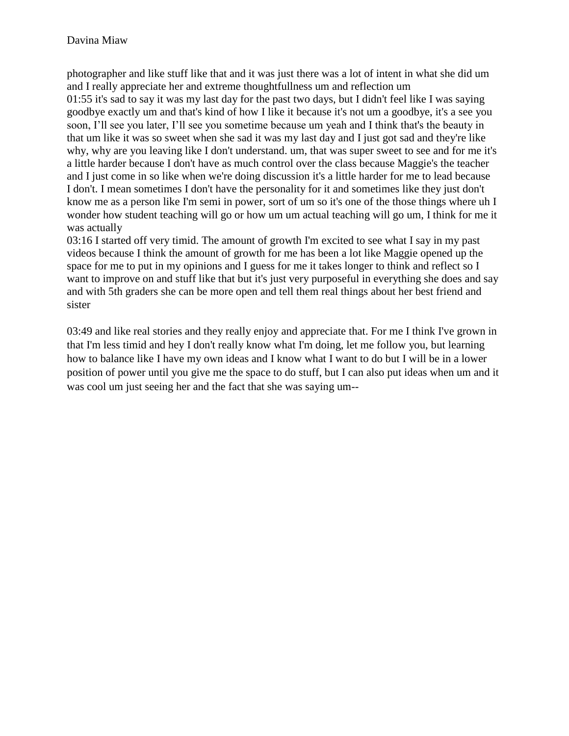photographer and like stuff like that and it was just there was a lot of intent in what she did um and I really appreciate her and extreme thoughtfullness um and reflection um

01:55 it's sad to say it was my last day for the past two days, but I didn't feel like I was saying goodbye exactly um and that's kind of how I like it because it's not um a goodbye, it's a see you soon, I'll see you later, I'll see you sometime because um yeah and I think that's the beauty in that um like it was so sweet when she sad it was my last day and I just got sad and they're like why, why are you leaving like I don't understand. um, that was super sweet to see and for me it's a little harder because I don't have as much control over the class because Maggie's the teacher and I just come in so like when we're doing discussion it's a little harder for me to lead because I don't. I mean sometimes I don't have the personality for it and sometimes like they just don't know me as a person like I'm semi in power, sort of um so it's one of the those things where uh I wonder how student teaching will go or how um um actual teaching will go um, I think for me it was actually

03:16 I started off very timid. The amount of growth I'm excited to see what I say in my past videos because I think the amount of growth for me has been a lot like Maggie opened up the space for me to put in my opinions and I guess for me it takes longer to think and reflect so I want to improve on and stuff like that but it's just very purposeful in everything she does and say and with 5th graders she can be more open and tell them real things about her best friend and sister

03:49 and like real stories and they really enjoy and appreciate that. For me I think I've grown in that I'm less timid and hey I don't really know what I'm doing, let me follow you, but learning how to balance like I have my own ideas and I know what I want to do but I will be in a lower position of power until you give me the space to do stuff, but I can also put ideas when um and it was cool um just seeing her and the fact that she was saying um--